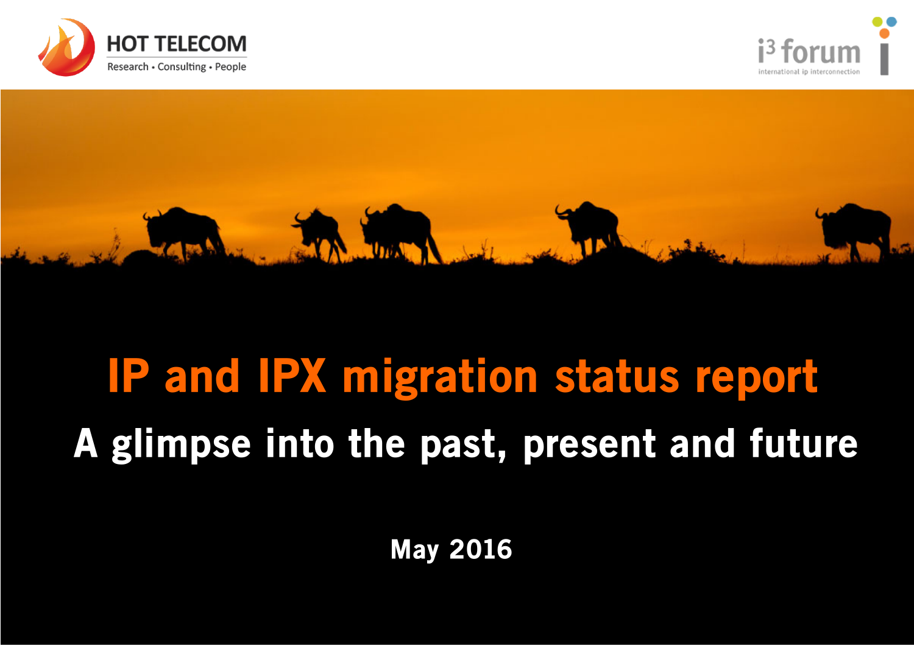HOT TELECOM
Research • Consulting • People

i3 forum
international ip interconnection

# IP and IPX migration status report

## A glimpse into the past, present and future

**May 2016**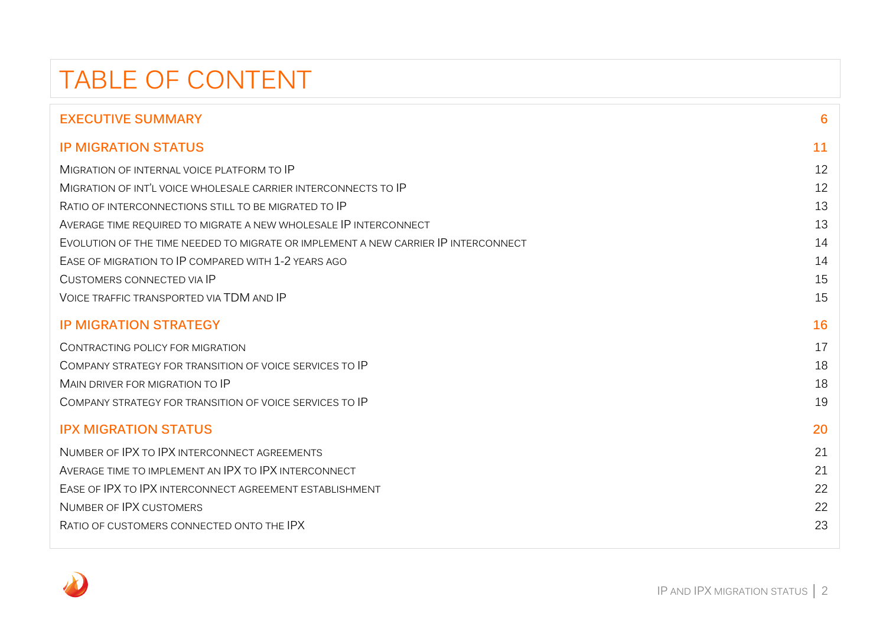# TABLE OF CONTENT

| | |
|---|---|
| **EXECUTIVE SUMMARY** | **6** |
| **IP MIGRATION STATUS** | **11** |
| Migration of internal voice platform to IP | 12 |
| Migration of int'l voice wholesale carrier interconnects to IP | 12 |
| Ratio of interconnections still to be migrated to IP | 13 |
| Average time required to migrate a new wholesale IP interconnect | 13 |
| Evolution of the time needed to migrate or implement a new carrier IP interconnect | 14 |
| Ease of migration to IP compared with 1-2 years ago | 14 |
| Customers connected via IP | 15 |
| Voice traffic transported via TDM and IP | 15 |
| **IP MIGRATION STRATEGY** | **16** |
| Contracting policy for migration | 17 |
| Company strategy for transition of voice services to IP | 18 |
| Main driver for migration to IP | 18 |
| Company strategy for transition of voice services to IP | 19 |
| **IPX MIGRATION STATUS** | **20** |
| Number of IPX to IPX interconnect agreements | 21 |
| Average time to implement an IPX to IPX interconnect | 21 |
| Ease of IPX to IPX interconnect agreement establishment | 22 |
| Number of IPX customers | 22 |
| Ratio of customers connected onto the IPX | 23 |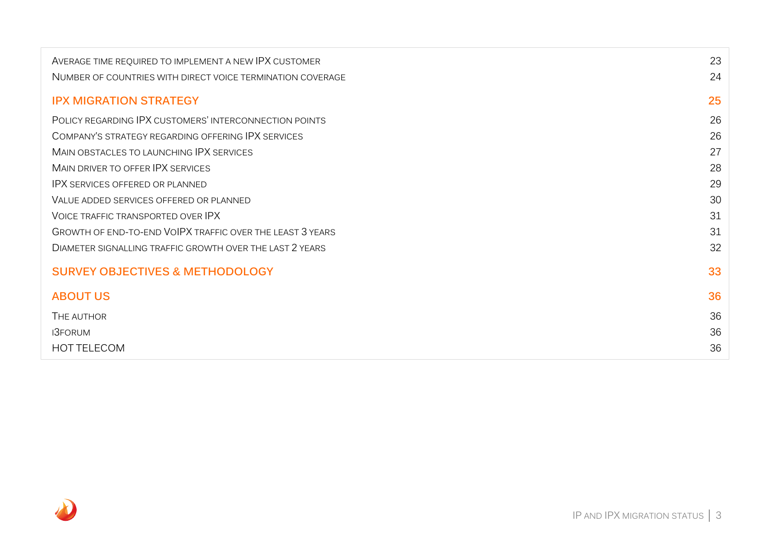| | |
|---|---|
| Average time required to implement a new IPX customer | 23 |
| Number of countries with direct voice termination coverage | 24 |
| **IPX MIGRATION STRATEGY** | **25** |
| Policy regarding IPX customers' interconnection points | 26 |
| Company's strategy regarding offering IPX services | 26 |
| Main obstacles to launching IPX services | 27 |
| Main driver to offer IPX services | 28 |
| IPX services offered or planned | 29 |
| Value added services offered or planned | 30 |
| Voice traffic transported over IPX | 31 |
| Growth of end-to-end VoIPX traffic over the least 3 years | 31 |
| Diameter signalling traffic growth over the last 2 years | 32 |
| **SURVEY OBJECTIVES & METHODOLOGY** | **33** |
| **ABOUT US** | **36** |
| The author | 36 |
| i3forum | 36 |
| HOT TELECOM | 36 |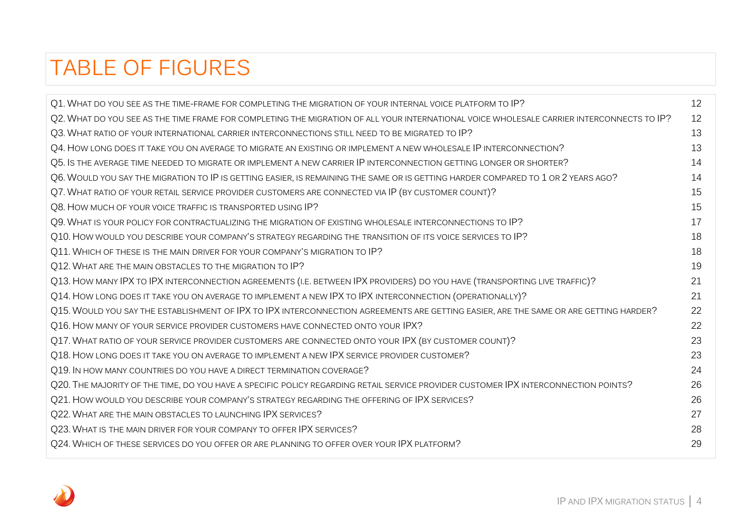# TABLE OF FIGURES

| | |
|---|---|
| Q1. WHAT DO YOU SEE AS THE TIME-FRAME FOR COMPLETING THE MIGRATION OF YOUR INTERNAL VOICE PLATFORM TO IP? | 12 |
| Q2. WHAT DO YOU SEE AS THE TIME FRAME FOR COMPLETING THE MIGRATION OF ALL YOUR INTERNATIONAL VOICE WHOLESALE CARRIER INTERCONNECTS TO IP? | 12 |
| Q3. WHAT RATIO OF YOUR INTERNATIONAL CARRIER INTERCONNECTIONS STILL NEED TO BE MIGRATED TO IP? | 13 |
| Q4. HOW LONG DOES IT TAKE YOU ON AVERAGE TO MIGRATE AN EXISTING OR IMPLEMENT A NEW WHOLESALE IP INTERCONNECTION? | 13 |
| Q5. IS THE AVERAGE TIME NEEDED TO MIGRATE OR IMPLEMENT A NEW CARRIER IP INTERCONNECTION GETTING LONGER OR SHORTER? | 14 |
| Q6. WOULD YOU SAY THE MIGRATION TO IP IS GETTING EASIER, IS REMAINING THE SAME OR IS GETTING HARDER COMPARED TO 1 OR 2 YEARS AGO? | 14 |
| Q7. WHAT RATIO OF YOUR RETAIL SERVICE PROVIDER CUSTOMERS ARE CONNECTED VIA IP (BY CUSTOMER COUNT)? | 15 |
| Q8. HOW MUCH OF YOUR VOICE TRAFFIC IS TRANSPORTED USING IP? | 15 |
| Q9. WHAT IS YOUR POLICY FOR CONTRACTUALIZING THE MIGRATION OF EXISTING WHOLESALE INTERCONNECTIONS TO IP? | 17 |
| Q10. HOW WOULD YOU DESCRIBE YOUR COMPANY'S STRATEGY REGARDING THE TRANSITION OF ITS VOICE SERVICES TO IP? | 18 |
| Q11. WHICH OF THESE IS THE MAIN DRIVER FOR YOUR COMPANY'S MIGRATION TO IP? | 18 |
| Q12. WHAT ARE THE MAIN OBSTACLES TO THE MIGRATION TO IP? | 19 |
| Q13. HOW MANY IPX TO IPX INTERCONNECTION AGREEMENTS (I.E. BETWEEN IPX PROVIDERS) DO YOU HAVE (TRANSPORTING LIVE TRAFFIC)? | 21 |
| Q14. HOW LONG DOES IT TAKE YOU ON AVERAGE TO IMPLEMENT A NEW IPX TO IPX INTERCONNECTION (OPERATIONALLY)? | 21 |
| Q15. WOULD YOU SAY THE ESTABLISHMENT OF IPX TO IPX INTERCONNECTION AGREEMENTS ARE GETTING EASIER, ARE THE SAME OR ARE GETTING HARDER? | 22 |
| Q16. HOW MANY OF YOUR SERVICE PROVIDER CUSTOMERS HAVE CONNECTED ONTO YOUR IPX? | 22 |
| Q17. WHAT RATIO OF YOUR SERVICE PROVIDER CUSTOMERS ARE CONNECTED ONTO YOUR IPX (BY CUSTOMER COUNT)? | 23 |
| Q18. HOW LONG DOES IT TAKE YOU ON AVERAGE TO IMPLEMENT A NEW IPX SERVICE PROVIDER CUSTOMER? | 23 |
| Q19. IN HOW MANY COUNTRIES DO YOU HAVE A DIRECT TERMINATION COVERAGE? | 24 |
| Q20. THE MAJORITY OF THE TIME, DO YOU HAVE A SPECIFIC POLICY REGARDING RETAIL SERVICE PROVIDER CUSTOMER IPX INTERCONNECTION POINTS? | 26 |
| Q21. HOW WOULD YOU DESCRIBE YOUR COMPANY'S STRATEGY REGARDING THE OFFERING OF IPX SERVICES? | 26 |
| Q22. WHAT ARE THE MAIN OBSTACLES TO LAUNCHING IPX SERVICES? | 27 |
| Q23. WHAT IS THE MAIN DRIVER FOR YOUR COMPANY TO OFFER IPX SERVICES? | 28 |
| Q24. WHICH OF THESE SERVICES DO YOU OFFER OR ARE PLANNING TO OFFER OVER YOUR IPX PLATFORM? | 29 |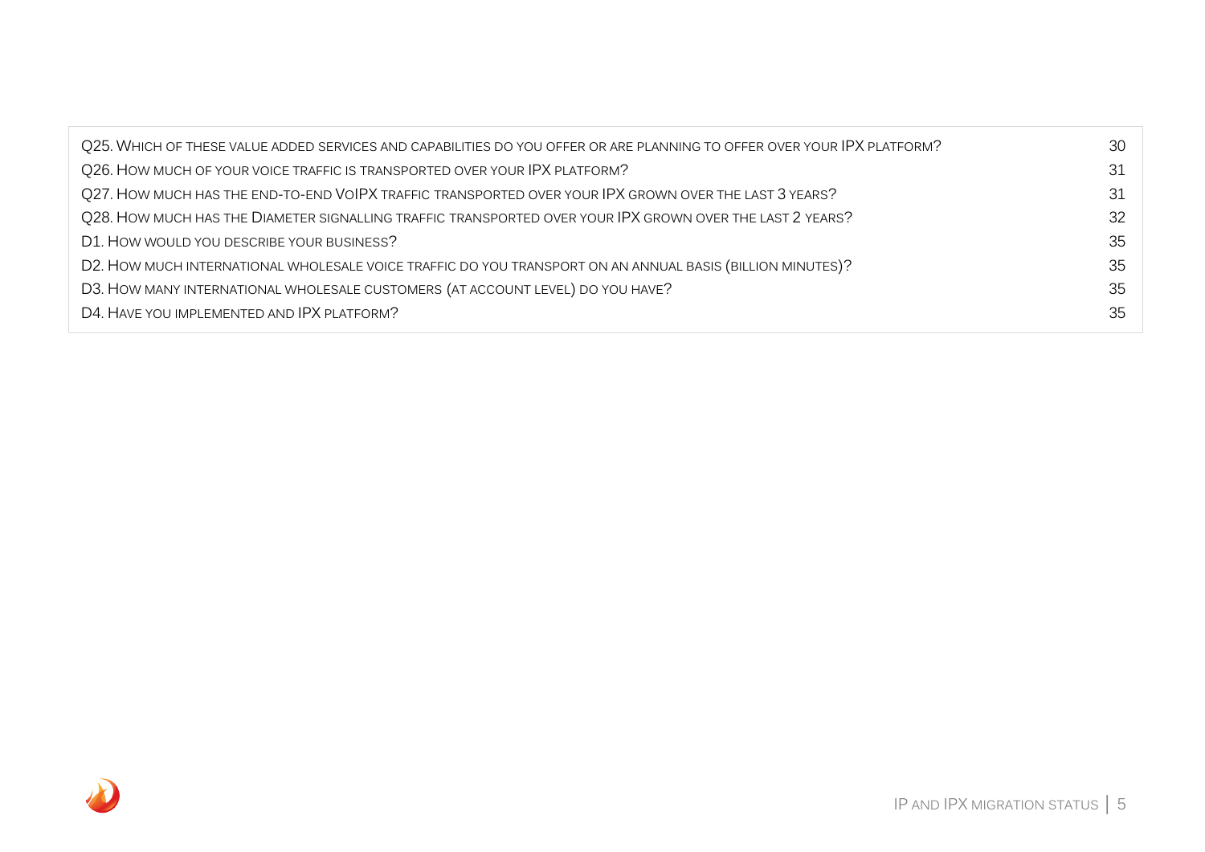| | |
|---|---|
| Q25. Which of these value added services and capabilities do you offer or are planning to offer over your IPX platform? | 30 |
| Q26. How much of your voice traffic is transported over your IPX platform? | 31 |
| Q27. How much has the end-to-end VoIPX traffic transported over your IPX grown over the last 3 years? | 31 |
| Q28. How much has the Diameter signalling traffic transported over your IPX grown over the last 2 years? | 32 |
| D1. How would you describe your business? | 35 |
| D2. How much international wholesale voice traffic do you transport on an annual basis (billion minutes)? | 35 |
| D3. How many international wholesale customers (at account level) do you have? | 35 |
| D4. Have you implemented and IPX platform? | 35 |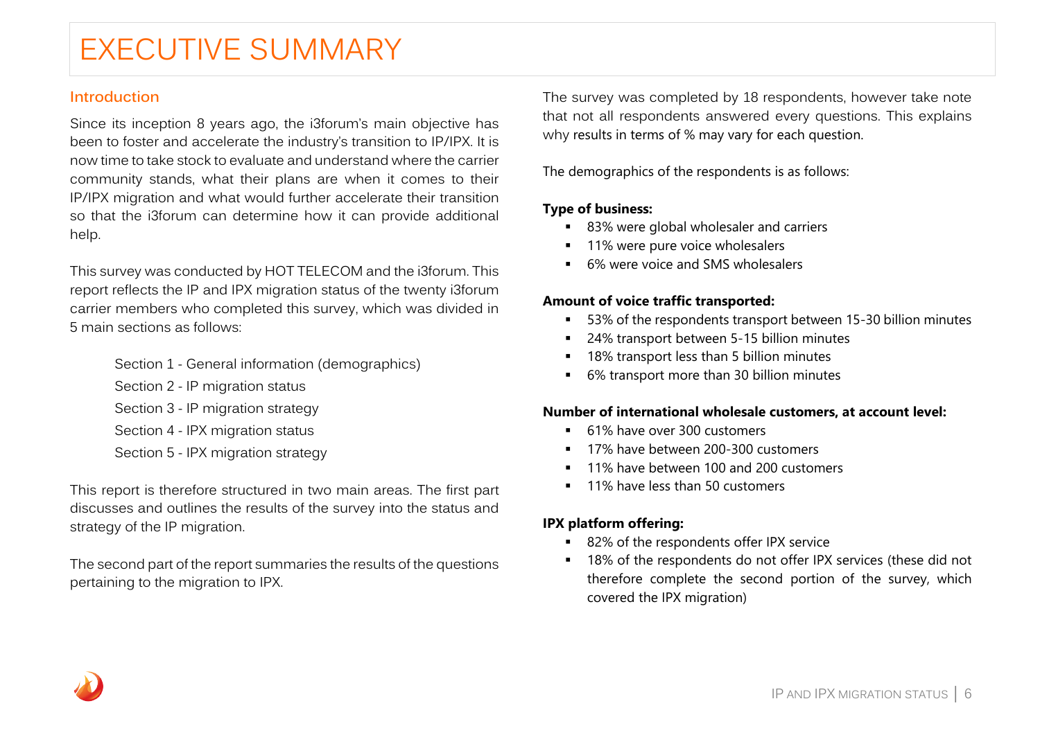# EXECUTIVE SUMMARY

## Introduction

Since its inception 8 years ago, the i3forum's main objective has been to foster and accelerate the industry's transition to IP/IPX. It is now time to take stock to evaluate and understand where the carrier community stands, what their plans are when it comes to their IP/IPX migration and what would further accelerate their transition so that the i3forum can determine how it can provide additional help.

This survey was conducted by HOT TELECOM and the i3forum. This report reflects the IP and IPX migration status of the twenty i3forum carrier members who completed this survey, which was divided in 5 main sections as follows:

Section 1 - General information (demographics)
Section 2 - IP migration status
Section 3 - IP migration strategy
Section 4 - IPX migration status
Section 5 - IPX migration strategy

This report is therefore structured in two main areas. The first part discusses and outlines the results of the survey into the status and strategy of the IP migration.

The second part of the report summaries the results of the questions pertaining to the migration to IPX.

The survey was completed by 18 respondents, however take note that not all respondents answered every questions. This explains why results in terms of % may vary for each question.

The demographics of the respondents is as follows:

**Type of business:**

- 83% were global wholesaler and carriers
- 11% were pure voice wholesalers
- 6% were voice and SMS wholesalers

**Amount of voice traffic transported:**

- 53% of the respondents transport between 15-30 billion minutes
- 24% transport between 5-15 billion minutes
- 18% transport less than 5 billion minutes
- 6% transport more than 30 billion minutes

**Number of international wholesale customers, at account level:**

- 61% have over 300 customers
- 17% have between 200-300 customers
- 11% have between 100 and 200 customers
- 11% have less than 50 customers

**IPX platform offering:**

- 82% of the respondents offer IPX service
- 18% of the respondents do not offer IPX services (these did not therefore complete the second portion of the survey, which covered the IPX migration)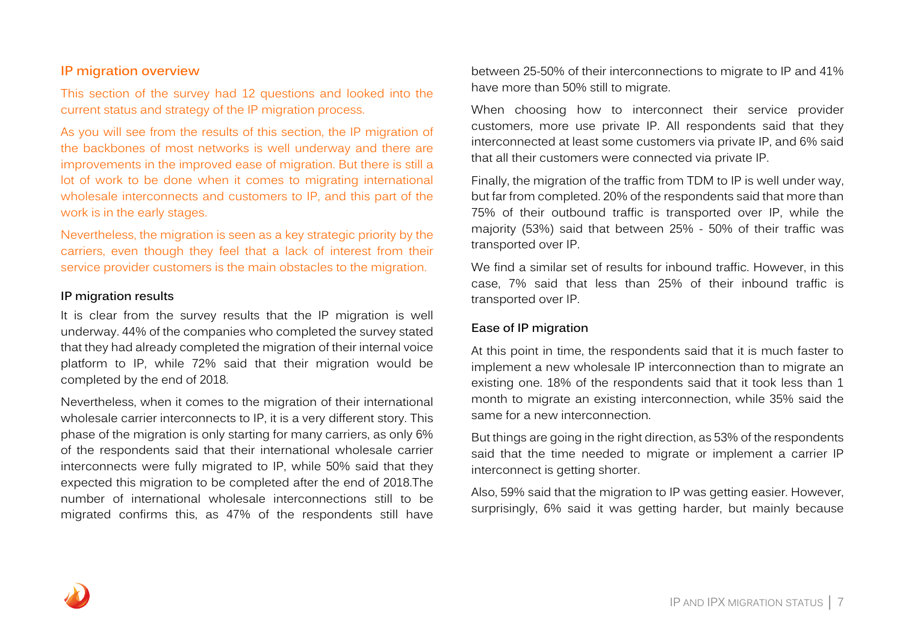## IP migration overview

This section of the survey had 12 questions and looked into the current status and strategy of the IP migration process.

As you will see from the results of this section, the IP migration of the backbones of most networks is well underway and there are improvements in the improved ease of migration. But there is still a lot of work to be done when it comes to migrating international wholesale interconnects and customers to IP, and this part of the work is in the early stages.

Nevertheless, the migration is seen as a key strategic priority by the carriers, even though they feel that a lack of interest from their service provider customers is the main obstacles to the migration.

### IP migration results

It is clear from the survey results that the IP migration is well underway. 44% of the companies who completed the survey stated that they had already completed the migration of their internal voice platform to IP, while 72% said that their migration would be completed by the end of 2018.

Nevertheless, when it comes to the migration of their international wholesale carrier interconnects to IP, it is a very different story. This phase of the migration is only starting for many carriers, as only 6% of the respondents said that their international wholesale carrier interconnects were fully migrated to IP, while 50% said that they expected this migration to be completed after the end of 2018.The number of international wholesale interconnections still to be migrated confirms this, as 47% of the respondents still have between 25-50% of their interconnections to migrate to IP and 41% have more than 50% still to migrate.

When choosing how to interconnect their service provider customers, more use private IP. All respondents said that they interconnected at least some customers via private IP, and 6% said that all their customers were connected via private IP.

Finally, the migration of the traffic from TDM to IP is well under way, but far from completed. 20% of the respondents said that more than 75% of their outbound traffic is transported over IP, while the majority (53%) said that between 25% - 50% of their traffic was transported over IP.

We find a similar set of results for inbound traffic. However, in this case, 7% said that less than 25% of their inbound traffic is transported over IP.

### Ease of IP migration

At this point in time, the respondents said that it is much faster to implement a new wholesale IP interconnection than to migrate an existing one. 18% of the respondents said that it took less than 1 month to migrate an existing interconnection, while 35% said the same for a new interconnection.

But things are going in the right direction, as 53% of the respondents said that the time needed to migrate or implement a carrier IP interconnect is getting shorter.

Also, 59% said that the migration to IP was getting easier. However, surprisingly, 6% said it was getting harder, but mainly because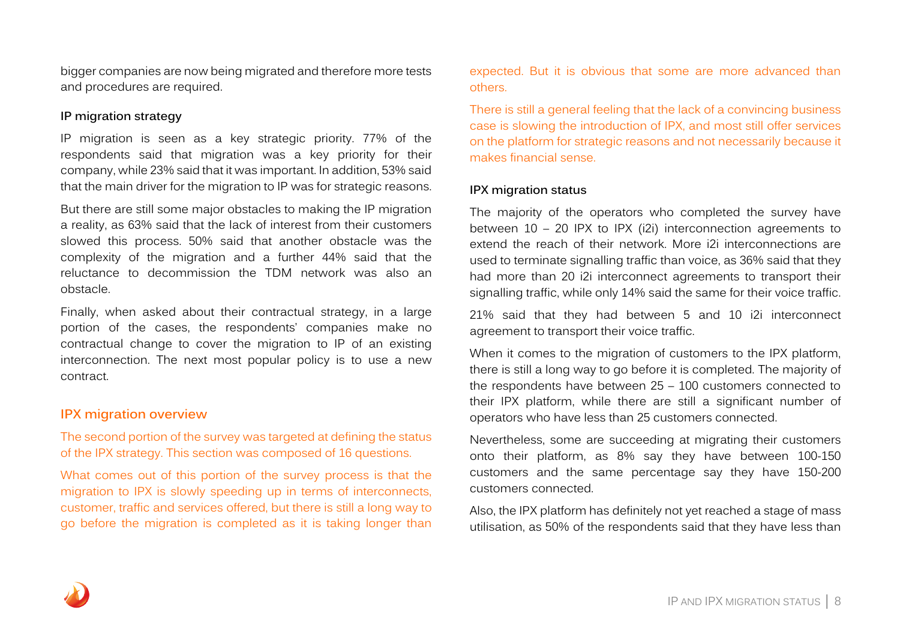bigger companies are now being migrated and therefore more tests and procedures are required.

### IP migration strategy

IP migration is seen as a key strategic priority. 77% of the respondents said that migration was a key priority for their company, while 23% said that it was important. In addition, 53% said that the main driver for the migration to IP was for strategic reasons.

But there are still some major obstacles to making the IP migration a reality, as 63% said that the lack of interest from their customers slowed this process. 50% said that another obstacle was the complexity of the migration and a further 44% said that the reluctance to decommission the TDM network was also an obstacle.

Finally, when asked about their contractual strategy, in a large portion of the cases, the respondents' companies make no contractual change to cover the migration to IP of an existing interconnection. The next most popular policy is to use a new contract.

## IPX migration overview

The second portion of the survey was targeted at defining the status of the IPX strategy. This section was composed of 16 questions.

What comes out of this portion of the survey process is that the migration to IPX is slowly speeding up in terms of interconnects, customer, traffic and services offered, but there is still a long way to go before the migration is completed as it is taking longer than expected. But it is obvious that some are more advanced than others.

There is still a general feeling that the lack of a convincing business case is slowing the introduction of IPX, and most still offer services on the platform for strategic reasons and not necessarily because it makes financial sense.

### IPX migration status

The majority of the operators who completed the survey have between 10 – 20 IPX to IPX (i2i) interconnection agreements to extend the reach of their network. More i2i interconnections are used to terminate signalling traffic than voice, as 36% said that they had more than 20 i2i interconnect agreements to transport their signalling traffic, while only 14% said the same for their voice traffic.

21% said that they had between 5 and 10 i2i interconnect agreement to transport their voice traffic.

When it comes to the migration of customers to the IPX platform, there is still a long way to go before it is completed. The majority of the respondents have between 25 – 100 customers connected to their IPX platform, while there are still a significant number of operators who have less than 25 customers connected.

Nevertheless, some are succeeding at migrating their customers onto their platform, as 8% say they have between 100-150 customers and the same percentage say they have 150-200 customers connected.

Also, the IPX platform has definitely not yet reached a stage of mass utilisation, as 50% of the respondents said that they have less than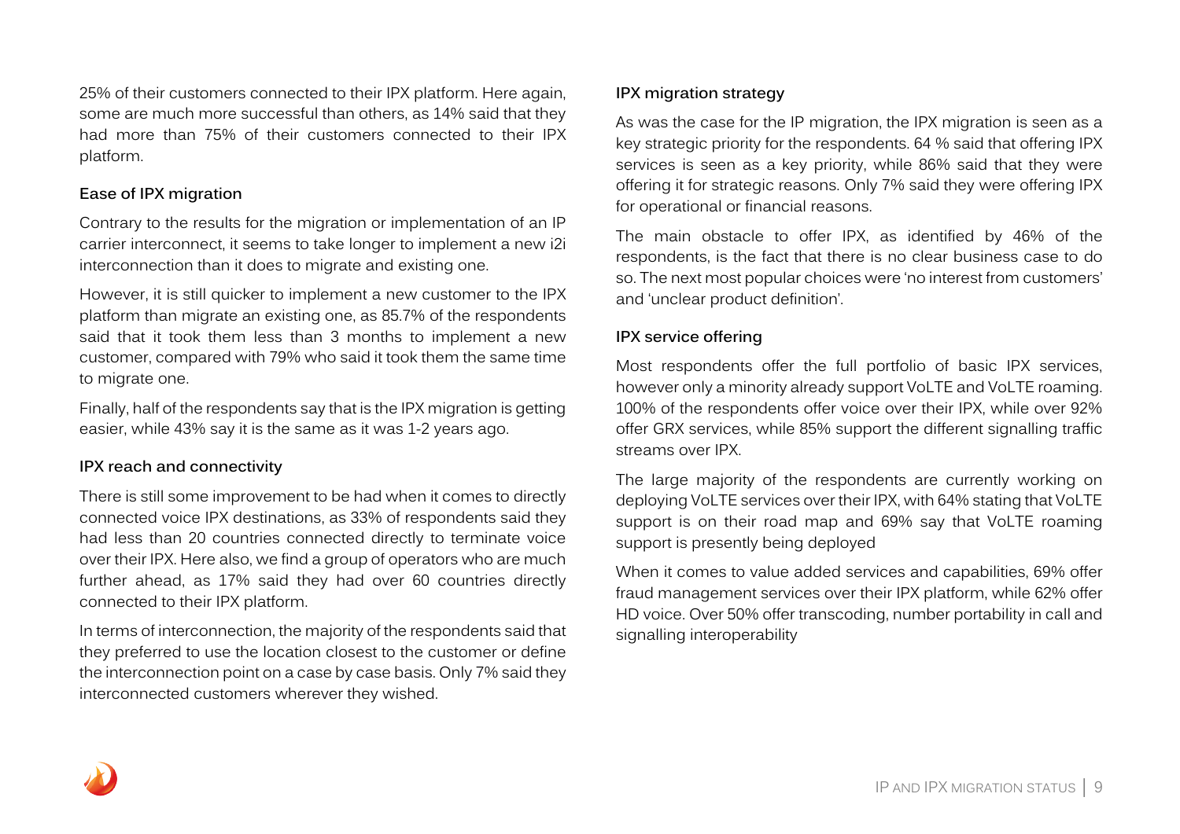25% of their customers connected to their IPX platform. Here again, some are much more successful than others, as 14% said that they had more than 75% of their customers connected to their IPX platform.

### Ease of IPX migration

Contrary to the results for the migration or implementation of an IP carrier interconnect, it seems to take longer to implement a new i2i interconnection than it does to migrate and existing one.

However, it is still quicker to implement a new customer to the IPX platform than migrate an existing one, as 85.7% of the respondents said that it took them less than 3 months to implement a new customer, compared with 79% who said it took them the same time to migrate one.

Finally, half of the respondents say that is the IPX migration is getting easier, while 43% say it is the same as it was 1-2 years ago.

### IPX reach and connectivity

There is still some improvement to be had when it comes to directly connected voice IPX destinations, as 33% of respondents said they had less than 20 countries connected directly to terminate voice over their IPX. Here also, we find a group of operators who are much further ahead, as 17% said they had over 60 countries directly connected to their IPX platform.

In terms of interconnection, the majority of the respondents said that they preferred to use the location closest to the customer or define the interconnection point on a case by case basis. Only 7% said they interconnected customers wherever they wished.

### IPX migration strategy

As was the case for the IP migration, the IPX migration is seen as a key strategic priority for the respondents. 64 % said that offering IPX services is seen as a key priority, while 86% said that they were offering it for strategic reasons. Only 7% said they were offering IPX for operational or financial reasons.

The main obstacle to offer IPX, as identified by 46% of the respondents, is the fact that there is no clear business case to do so. The next most popular choices were 'no interest from customers' and 'unclear product definition'.

### IPX service offering

Most respondents offer the full portfolio of basic IPX services, however only a minority already support VoLTE and VoLTE roaming. 100% of the respondents offer voice over their IPX, while over 92% offer GRX services, while 85% support the different signalling traffic streams over IPX.

The large majority of the respondents are currently working on deploying VoLTE services over their IPX, with 64% stating that VoLTE support is on their road map and 69% say that VoLTE roaming support is presently being deployed

When it comes to value added services and capabilities, 69% offer fraud management services over their IPX platform, while 62% offer HD voice. Over 50% offer transcoding, number portability in call and signalling interoperability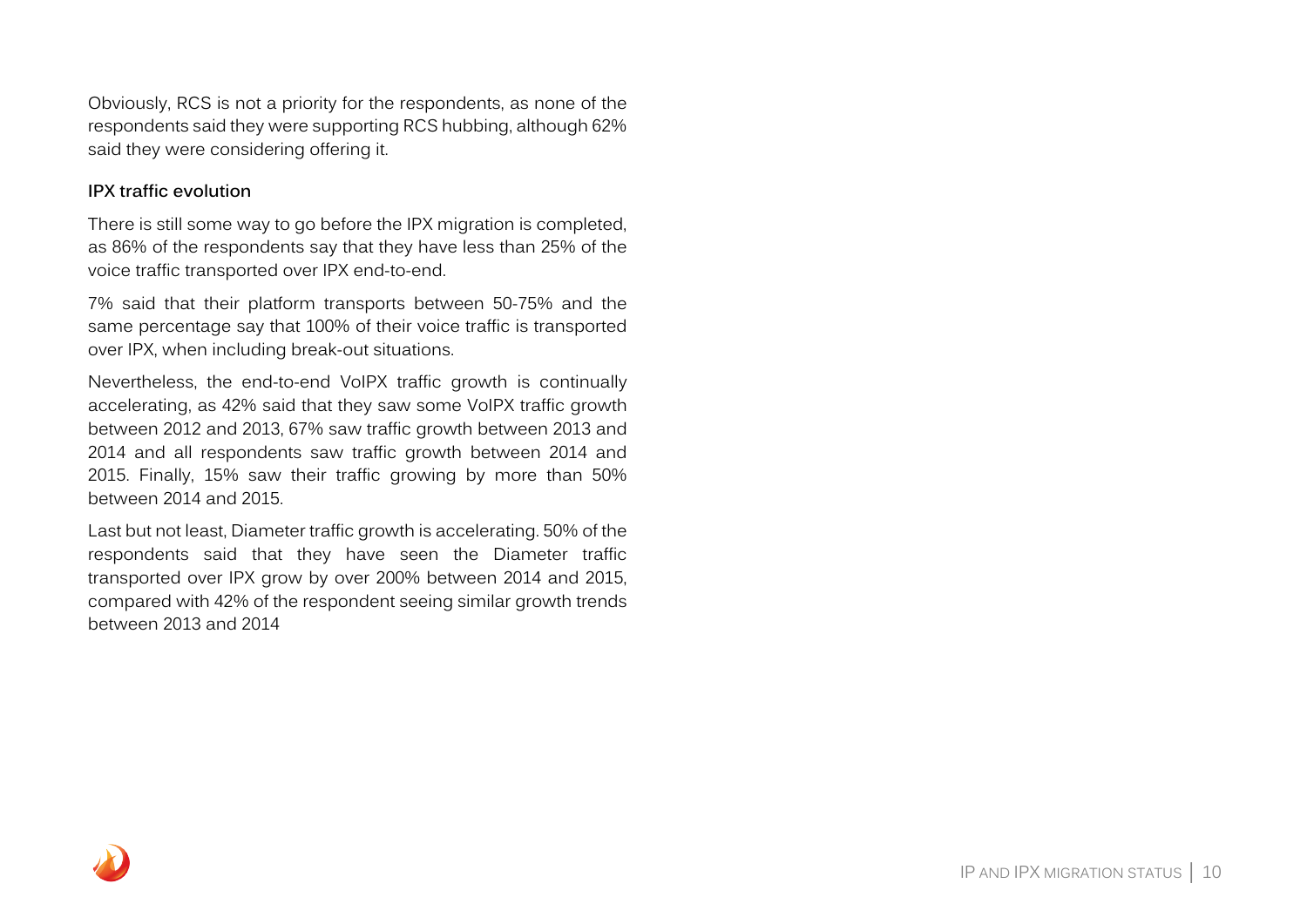Obviously, RCS is not a priority for the respondents, as none of the respondents said they were supporting RCS hubbing, although 62% said they were considering offering it.

### IPX traffic evolution

There is still some way to go before the IPX migration is completed, as 86% of the respondents say that they have less than 25% of the voice traffic transported over IPX end-to-end.

7% said that their platform transports between 50-75% and the same percentage say that 100% of their voice traffic is transported over IPX, when including break-out situations.

Nevertheless, the end-to-end VoIPX traffic growth is continually accelerating, as 42% said that they saw some VoIPX traffic growth between 2012 and 2013, 67% saw traffic growth between 2013 and 2014 and all respondents saw traffic growth between 2014 and 2015. Finally, 15% saw their traffic growing by more than 50% between 2014 and 2015.

Last but not least, Diameter traffic growth is accelerating. 50% of the respondents said that they have seen the Diameter traffic transported over IPX grow by over 200% between 2014 and 2015, compared with 42% of the respondent seeing similar growth trends between 2013 and 2014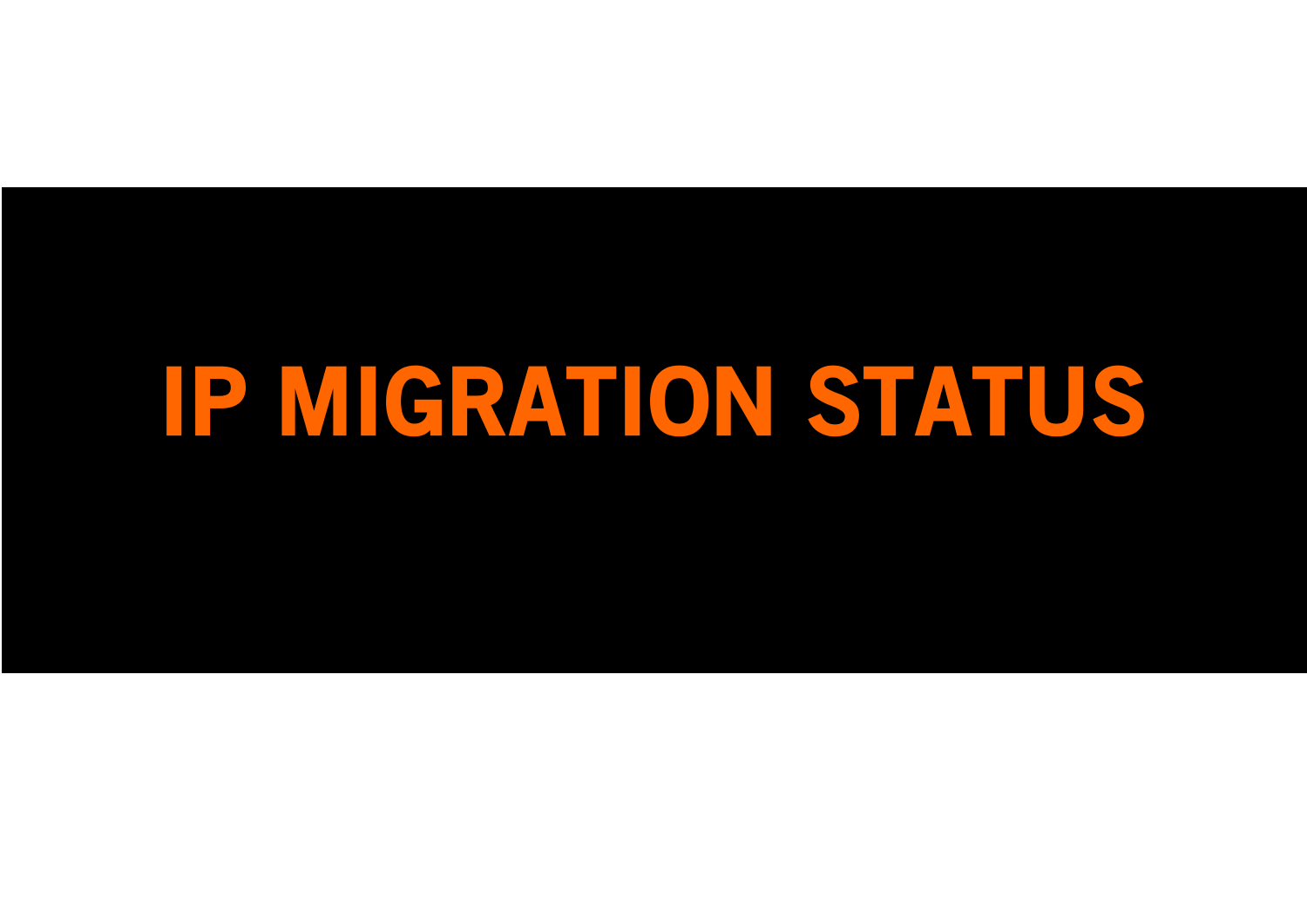# IP MIGRATION STATUS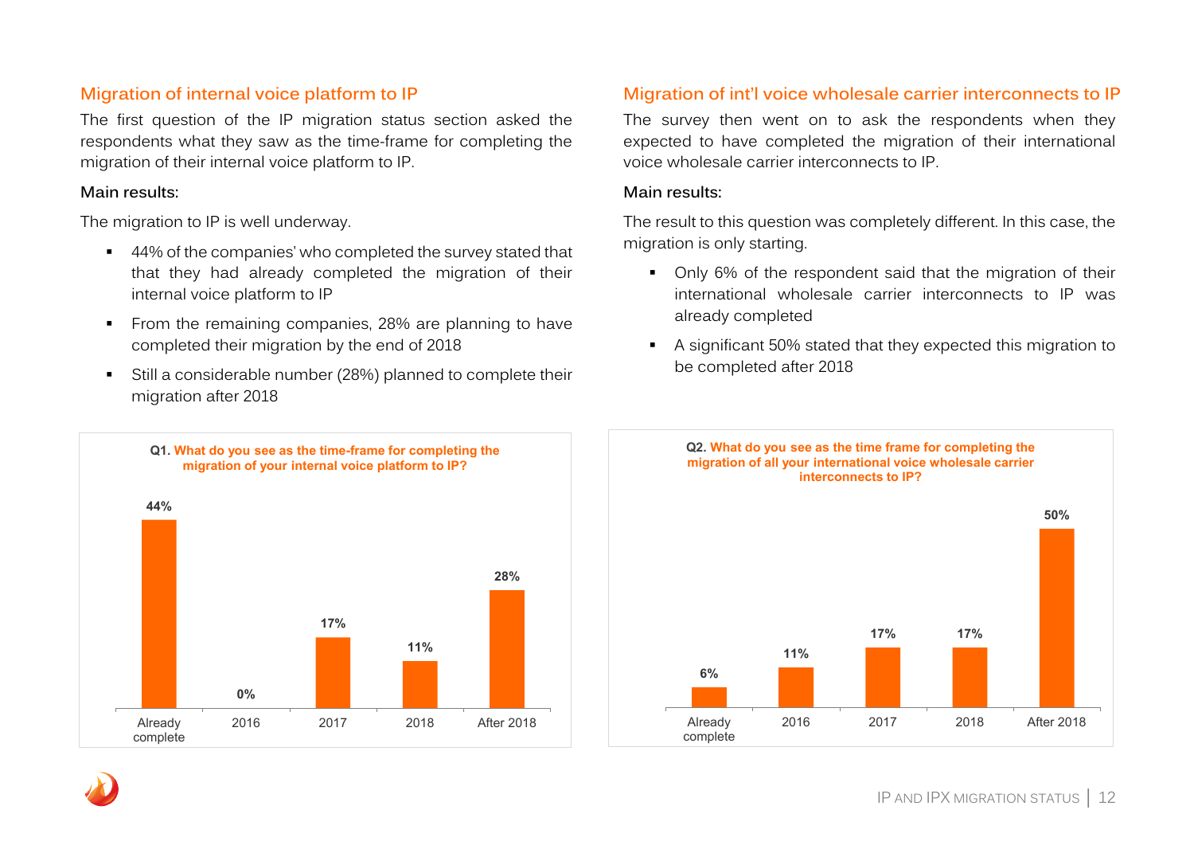## Migration of internal voice platform to IP

The first question of the IP migration status section asked the respondents what they saw as the time-frame for completing the migration of their internal voice platform to IP.

**Main results:**

The migration to IP is well underway.

- 44% of the companies' who completed the survey stated that that they had already completed the migration of their internal voice platform to IP
- From the remaining companies, 28% are planning to have completed their migration by the end of 2018
- Still a considerable number (28%) planned to complete their migration after 2018

**Q1. What do you see as the time-frame for completing the migration of your internal voice platform to IP?**

| Already complete | 2016 | 2017 | 2018 | After 2018 |
|---|---|---|---|---|
| 44% | 0% | 17% | 11% | 28% |

## Migration of int'l voice wholesale carrier interconnects to IP

The survey then went on to ask the respondents when they expected to have completed the migration of their international voice wholesale carrier interconnects to IP.

**Main results:**

The result to this question was completely different. In this case, the migration is only starting.

- Only 6% of the respondent said that the migration of their international wholesale carrier interconnects to IP was already completed
- A significant 50% stated that they expected this migration to be completed after 2018

**Q2. What do you see as the time frame for completing the migration of all your international voice wholesale carrier interconnects to IP?**

| Already complete | 2016 | 2017 | 2018 | After 2018 |
|---|---|---|---|---|
| 6% | 11% | 17% | 17% | 50% |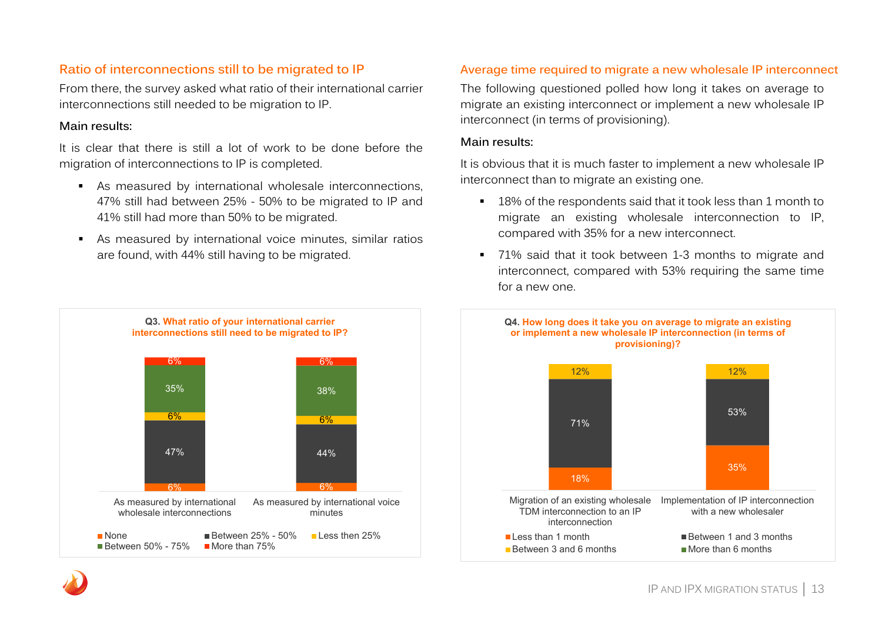## Ratio of interconnections still to be migrated to IP

From there, the survey asked what ratio of their international carrier interconnections still needed to be migration to IP.

### Main results:

It is clear that there is still a lot of work to be done before the migration of interconnections to IP is completed.

- As measured by international wholesale interconnections, 47% still had between 25% - 50% to be migrated to IP and 41% still had more than 50% to be migrated.
- As measured by international voice minutes, similar ratios are found, with 44% still having to be migrated.

**Q3. What ratio of your international carrier interconnections still need to be migrated to IP?**

| | As measured by international wholesale interconnections | As measured by international voice minutes |
|---|---|---|
| None | 6% | 6% |
| Between 25% - 50% | 47% | 44% |
| Less then 25% | 6% | 6% |
| Between 50% - 75% | 35% | 38% |
| More than 75% | 6% | 6% |

## Average time required to migrate a new wholesale IP interconnect

The following questioned polled how long it takes on average to migrate an existing interconnect or implement a new wholesale IP interconnect (in terms of provisioning).

### Main results:

It is obvious that it is much faster to implement a new wholesale IP interconnect than to migrate an existing one.

- 18% of the respondents said that it took less than 1 month to migrate an existing wholesale interconnection to IP, compared with 35% for a new interconnect.
- 71% said that it took between 1-3 months to migrate and interconnect, compared with 53% requiring the same time for a new one.

**Q4. How long does it take you on average to migrate an existing or implement a new wholesale IP interconnection (in terms of provisioning)?**

| | Migration of an existing wholesale TDM interconnection to an IP interconnection | Implementation of IP interconnection with a new wholesaler |
|---|---|---|
| Less than 1 month | 18% | 35% |
| Between 1 and 3 months | 71% | 53% |
| Between 3 and 6 months | 12% | 12% |
| More than 6 months | | |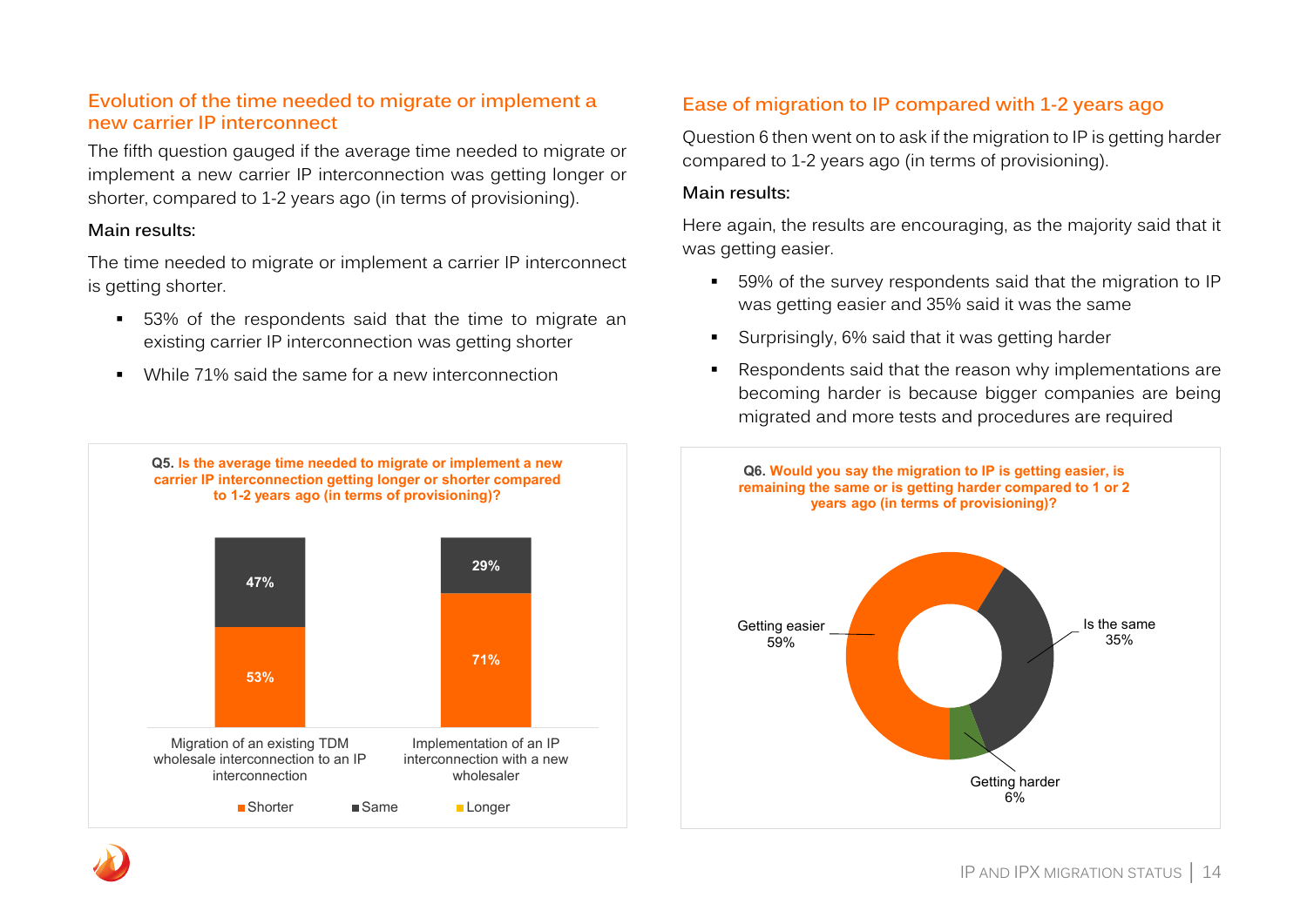## Evolution of the time needed to migrate or implement a new carrier IP interconnect

The fifth question gauged if the average time needed to migrate or implement a new carrier IP interconnection was getting longer or shorter, compared to 1-2 years ago (in terms of provisioning).

Main results:

The time needed to migrate or implement a carrier IP interconnect is getting shorter.

- 53% of the respondents said that the time to migrate an existing carrier IP interconnection was getting shorter
- While 71% said the same for a new interconnection

**Q5. Is the average time needed to migrate or implement a new carrier IP interconnection getting longer or shorter compared to 1-2 years ago (in terms of provisioning)?**

| | Shorter | Same | Longer |
|---|---|---|---|
| Migration of an existing TDM wholesale interconnection to an IP interconnection | 53% | 47% | |
| Implementation of an IP interconnection with a new wholesaler | 71% | 29% | |

## Ease of migration to IP compared with 1-2 years ago

Question 6 then went on to ask if the migration to IP is getting harder compared to 1-2 years ago (in terms of provisioning).

Main results:

Here again, the results are encouraging, as the majority said that it was getting easier.

- 59% of the survey respondents said that the migration to IP was getting easier and 35% said it was the same
- Surprisingly, 6% said that it was getting harder
- Respondents said that the reason why implementations are becoming harder is because bigger companies are being migrated and more tests and procedures are required

**Q6. Would you say the migration to IP is getting easier, is remaining the same or is getting harder compared to 1 or 2 years ago (in terms of provisioning)?**

| Response | Share |
|---|---|
| Getting easier | 59% |
| Is the same | 35% |
| Getting harder | 6% |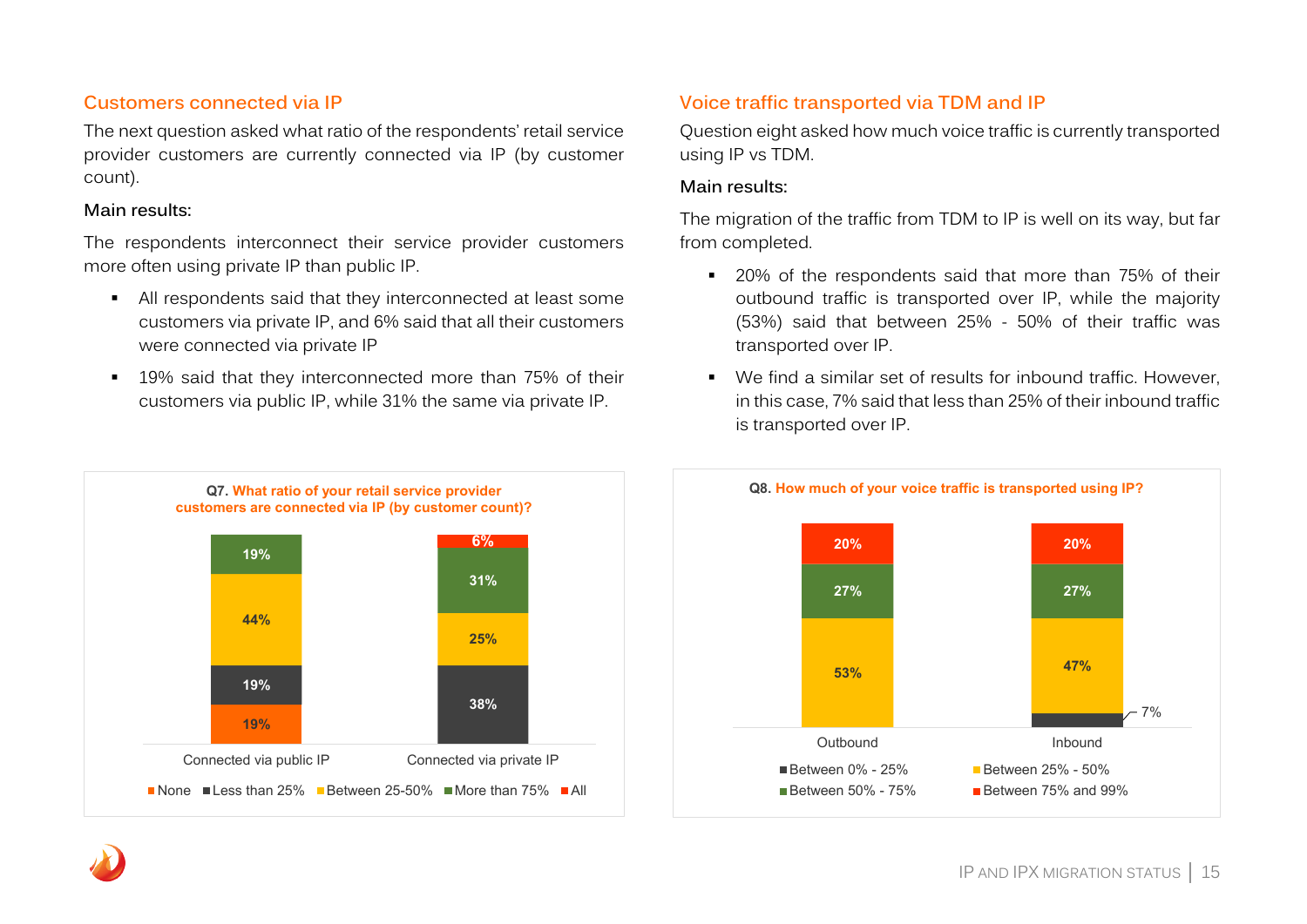## Customers connected via IP

The next question asked what ratio of the respondents' retail service provider customers are currently connected via IP (by customer count).

**Main results:**

The respondents interconnect their service provider customers more often using private IP than public IP.

- All respondents said that they interconnected at least some customers via private IP, and 6% said that all their customers were connected via private IP
- 19% said that they interconnected more than 75% of their customers via public IP, while 31% the same via private IP.

**Q7. What ratio of your retail service provider customers are connected via IP (by customer count)?**

| | Connected via public IP | Connected via private IP |
|---|---|---|
| None | 19% | |
| Less than 25% | 19% | 38% |
| Between 25-50% | 44% | 25% |
| More than 75% | 19% | 31% |
| All | | 6% |

## Voice traffic transported via TDM and IP

Question eight asked how much voice traffic is currently transported using IP vs TDM.

**Main results:**

The migration of the traffic from TDM to IP is well on its way, but far from completed.

- 20% of the respondents said that more than 75% of their outbound traffic is transported over IP, while the majority (53%) said that between 25% - 50% of their traffic was transported over IP.
- We find a similar set of results for inbound traffic. However, in this case, 7% said that less than 25% of their inbound traffic is transported over IP.

**Q8. How much of your voice traffic is transported using IP?**

| | Outbound | Inbound |
|---|---|---|
| Between 0% - 25% | | 7% |
| Between 25% - 50% | 53% | 47% |
| Between 50% - 75% | 27% | 27% |
| Between 75% and 99% | 20% | 20% |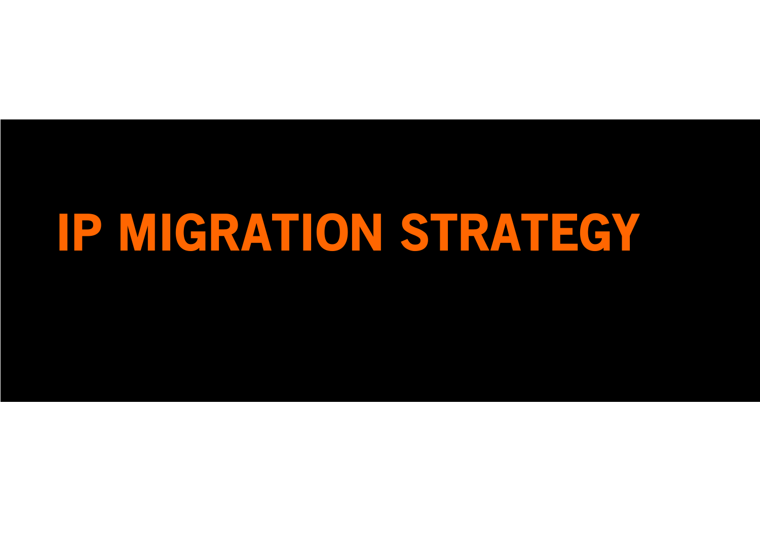# IP MIGRATION STRATEGY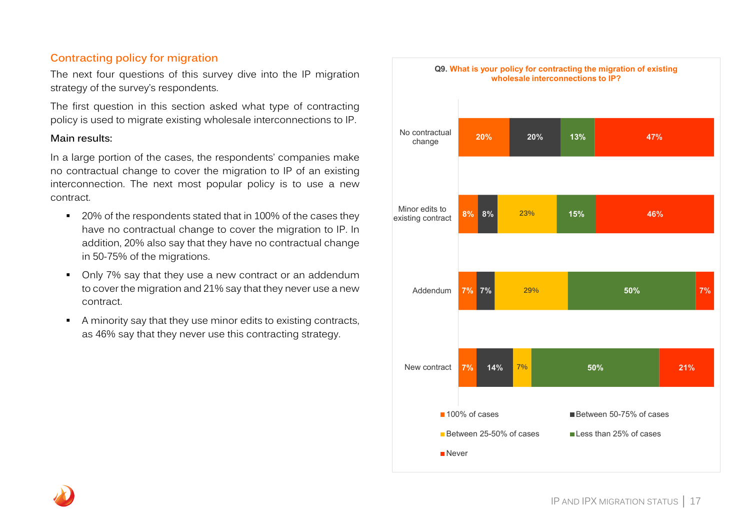## Contracting policy for migration

The next four questions of this survey dive into the IP migration strategy of the survey's respondents.

The first question in this section asked what type of contracting policy is used to migrate existing wholesale interconnections to IP.

Main results:

In a large portion of the cases, the respondents' companies make no contractual change to cover the migration to IP of an existing interconnection. The next most popular policy is to use a new contract.

- 20% of the respondents stated that in 100% of the cases they have no contractual change to cover the migration to IP. In addition, 20% also say that they have no contractual change in 50-75% of the migrations.
- Only 7% say that they use a new contract or an addendum to cover the migration and 21% say that they never use a new contract.
- A minority say that they use minor edits to existing contracts, as 46% say that they never use this contracting strategy.

**Q9. What is your policy for contracting the migration of existing wholesale interconnections to IP?**

| | 100% of cases | Between 50-75% of cases | Between 25-50% of cases | Less than 25% of cases | Never |
|---|---|---|---|---|---|
| No contractual change | 20% | 20% | | 13% | 47% |
| Minor edits to existing contract | 8% | 8% | 23% | 15% | 46% |
| Addendum | 7% | 7% | 29% | 50% | 7% |
| New contract | 7% | 14% | 7% | 50% | 21% |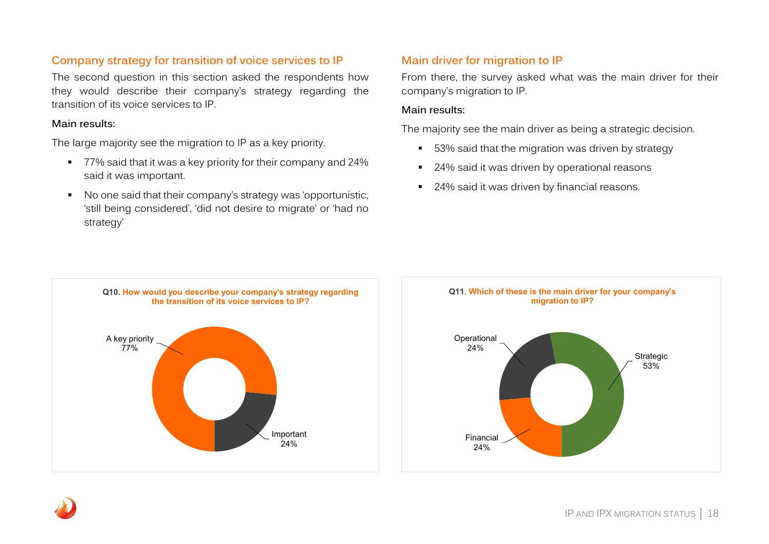## Company strategy for transition of voice services to IP

The second question in this section asked the respondents how they would describe their company's strategy regarding the transition of its voice services to IP.

**Main results:**

The large majority see the migration to IP as a key priority.

- 77% said that it was a key priority for their company and 24% said it was important.
- No one said that their company's strategy was 'opportunistic, 'still being considered', 'did not desire to migrate' or 'had no strategy'

**Q10. How would you describe your company's strategy regarding the transition of its voice services to IP?**

A key priority 77%

Important 24%

## Main driver for migration to IP

From there, the survey asked what was the main driver for their company's migration to IP.

**Main results:**

The majority see the main driver as being a strategic decision.

- 53% said that the migration was driven by strategy
- 24% said it was driven by operational reasons
- 24% said it was driven by financial reasons.

**Q11. Which of these is the main driver for your company's migration to IP?**

Operational 24%

Strategic 53%

Financial 24%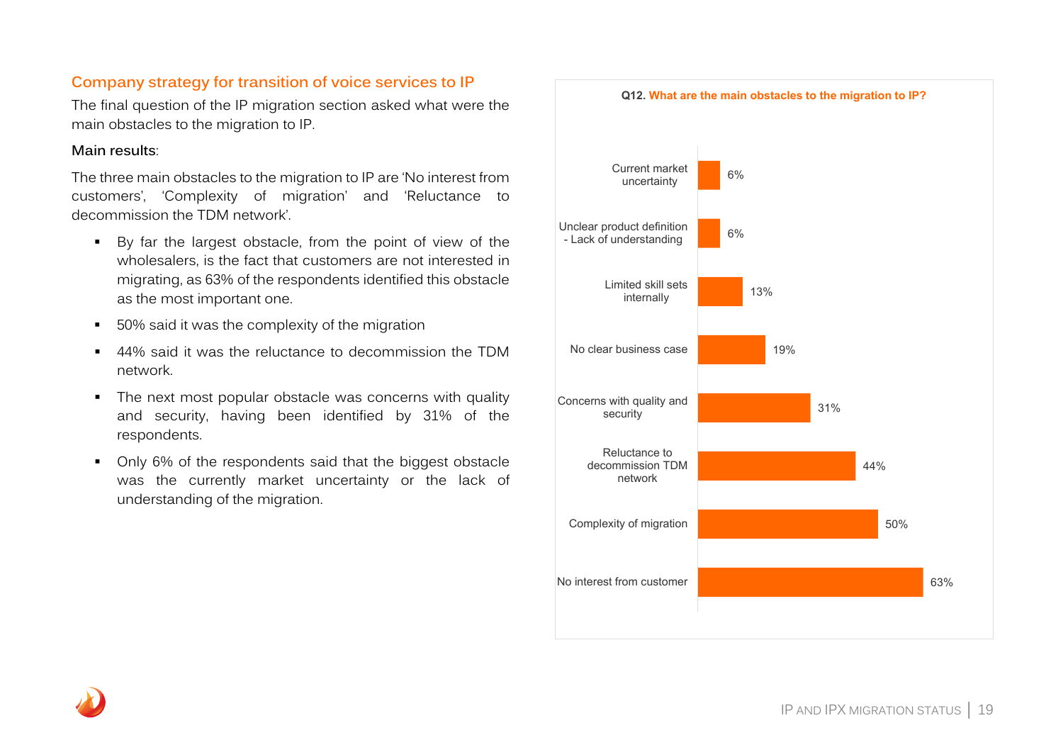## Company strategy for transition of voice services to IP

The final question of the IP migration section asked what were the main obstacles to the migration to IP.

Main results:

The three main obstacles to the migration to IP are 'No interest from customers', 'Complexity of migration' and 'Reluctance to decommission the TDM network'.

- By far the largest obstacle, from the point of view of the wholesalers, is the fact that customers are not interested in migrating, as 63% of the respondents identified this obstacle as the most important one.
- 50% said it was the complexity of the migration
- 44% said it was the reluctance to decommission the TDM network.
- The next most popular obstacle was concerns with quality and security, having been identified by 31% of the respondents.
- Only 6% of the respondents said that the biggest obstacle was the currently market uncertainty or the lack of understanding of the migration.

**Q12. What are the main obstacles to the migration to IP?**

| Obstacle | % |
|---|---|
| Current market uncertainty | 6% |
| Unclear product definition - Lack of understanding | 6% |
| Limited skill sets internally | 13% |
| No clear business case | 19% |
| Concerns with quality and security | 31% |
| Reluctance to decommission TDM network | 44% |
| Complexity of migration | 50% |
| No interest from customer | 63% |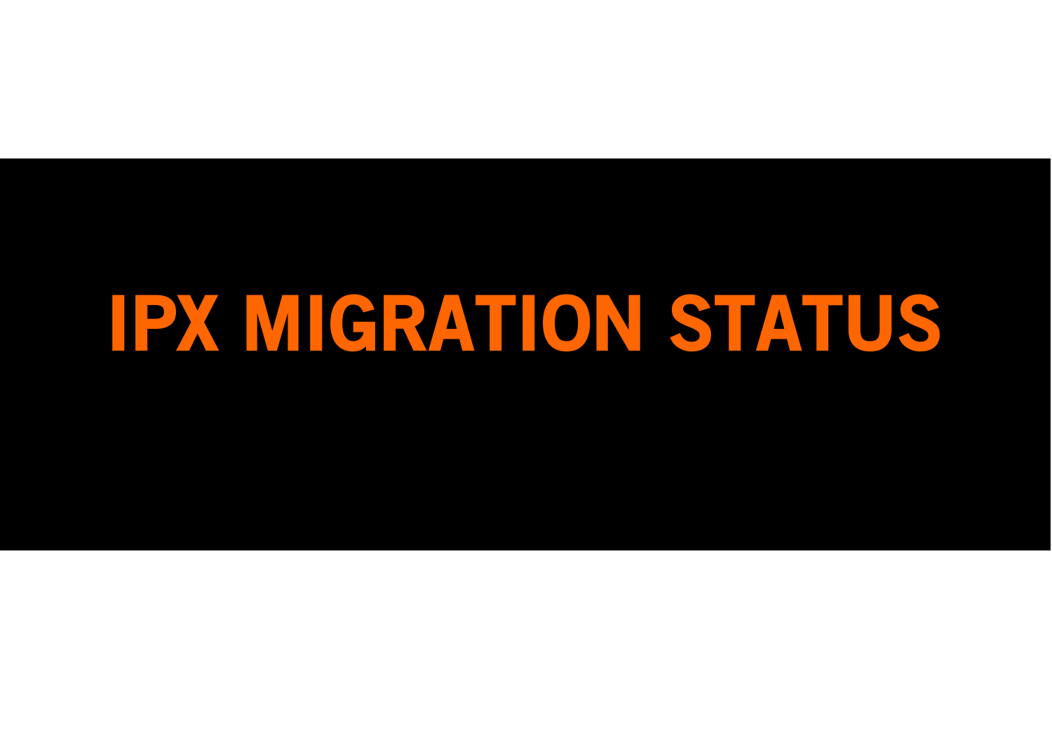# IPX MIGRATION STATUS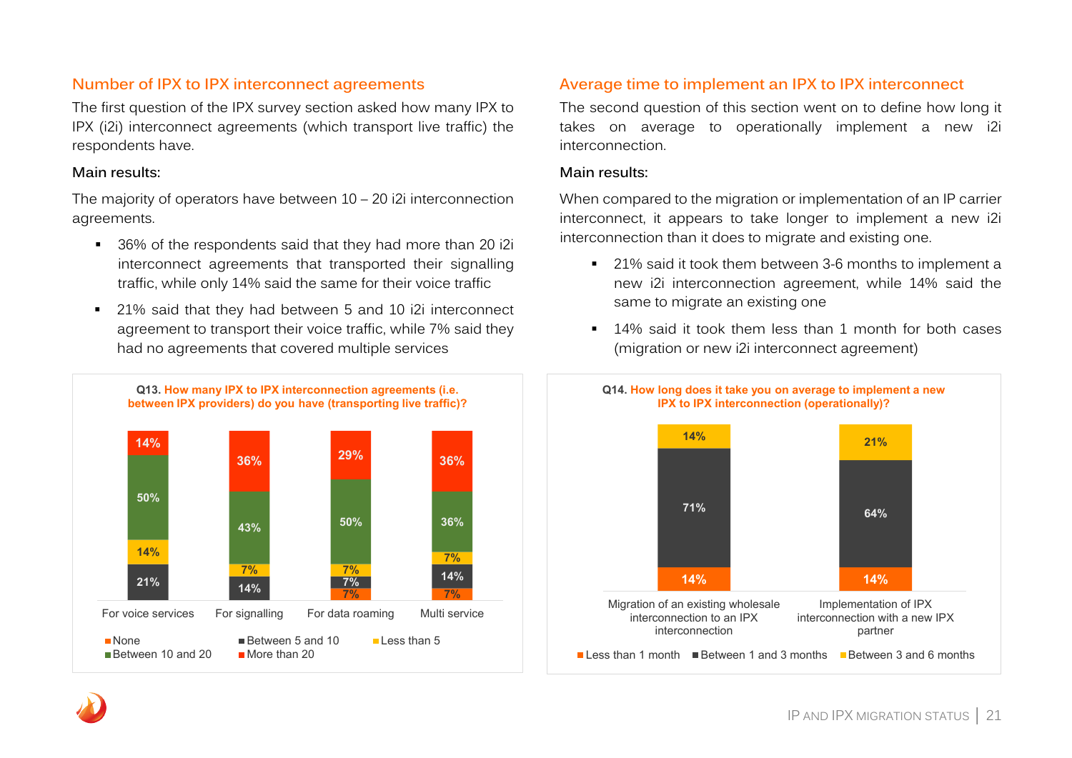## Number of IPX to IPX interconnect agreements

The first question of the IPX survey section asked how many IPX to IPX (i2i) interconnect agreements (which transport live traffic) the respondents have.

**Main results:**

The majority of operators have between 10 – 20 i2i interconnection agreements.

- 36% of the respondents said that they had more than 20 i2i interconnect agreements that transported their signalling traffic, while only 14% said the same for their voice traffic
- 21% said that they had between 5 and 10 i2i interconnect agreement to transport their voice traffic, while 7% said they had no agreements that covered multiple services

**Q13. How many IPX to IPX interconnection agreements (i.e. between IPX providers) do you have (transporting live traffic)?**

| | For voice services | For signalling | For data roaming | Multi service |
|---|---|---|---|---|
| More than 20 | 14% | 36% | 29% | 36% |
| Between 10 and 20 | 50% | 43% | 50% | 36% |
| Less than 5 | 14% | 7% | 7% | 7% |
| Between 5 and 10 | 21% | 14% | 7% | 14% |
| None | | | 7% | 7% |

## Average time to implement an IPX to IPX interconnect

The second question of this section went on to define how long it takes on average to operationally implement a new i2i interconnection.

**Main results:**

When compared to the migration or implementation of an IP carrier interconnect, it appears to take longer to implement a new i2i interconnection than it does to migrate and existing one.

- 21% said it took them between 3-6 months to implement a new i2i interconnection agreement, while 14% said the same to migrate an existing one
- 14% said it took them less than 1 month for both cases (migration or new i2i interconnect agreement)

**Q14. How long does it take you on average to implement a new IPX to IPX interconnection (operationally)?**

| | Migration of an existing wholesale interconnection to an IPX interconnection | Implementation of IPX interconnection with a new IPX partner |
|---|---|---|
| Between 3 and 6 months | 14% | 21% |
| Between 1 and 3 months | 71% | 64% |
| Less than 1 month | 14% | 14% |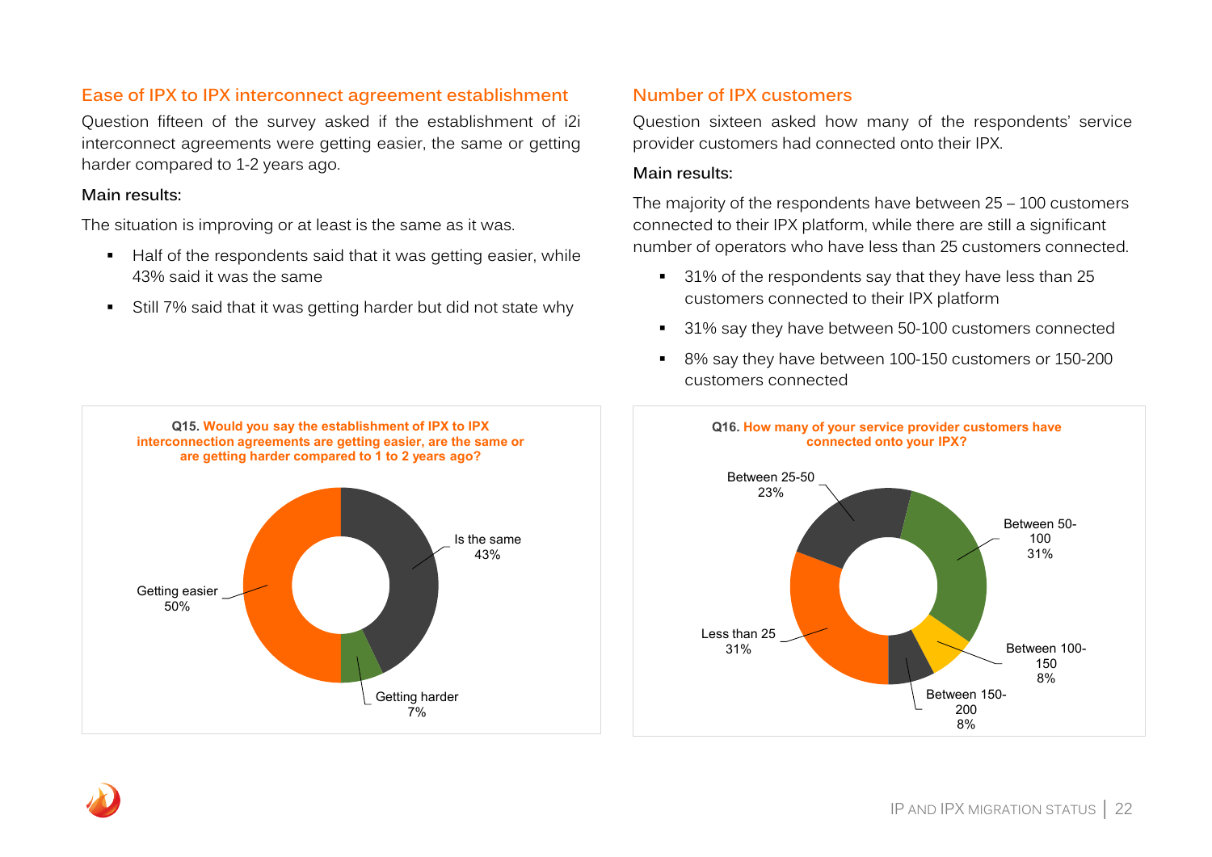## Ease of IPX to IPX interconnect agreement establishment

Question fifteen of the survey asked if the establishment of i2i interconnect agreements were getting easier, the same or getting harder compared to 1-2 years ago.

**Main results:**

The situation is improving or at least is the same as it was.

- Half of the respondents said that it was getting easier, while 43% said it was the same
- Still 7% said that it was getting harder but did not state why

**Q15.** Would you say the establishment of IPX to IPX interconnection agreements are getting easier, are the same or are getting harder compared to 1 to 2 years ago?

| Response | Share |
|---|---|
| Getting easier | 50% |
| Is the same | 43% |
| Getting harder | 7% |

## Number of IPX customers

Question sixteen asked how many of the respondents' service provider customers had connected onto their IPX.

**Main results:**

The majority of the respondents have between 25 – 100 customers connected to their IPX platform, while there are still a significant number of operators who have less than 25 customers connected.

- 31% of the respondents say that they have less than 25 customers connected to their IPX platform
- 31% say they have between 50-100 customers connected
- 8% say they have between 100-150 customers or 150-200 customers connected

**Q16.** How many of your service provider customers have connected onto your IPX?

| Response | Share |
|---|---|
| Less than 25 | 31% |
| Between 25-50 | 23% |
| Between 50-100 | 31% |
| Between 100-150 | 8% |
| Between 150-200 | 8% |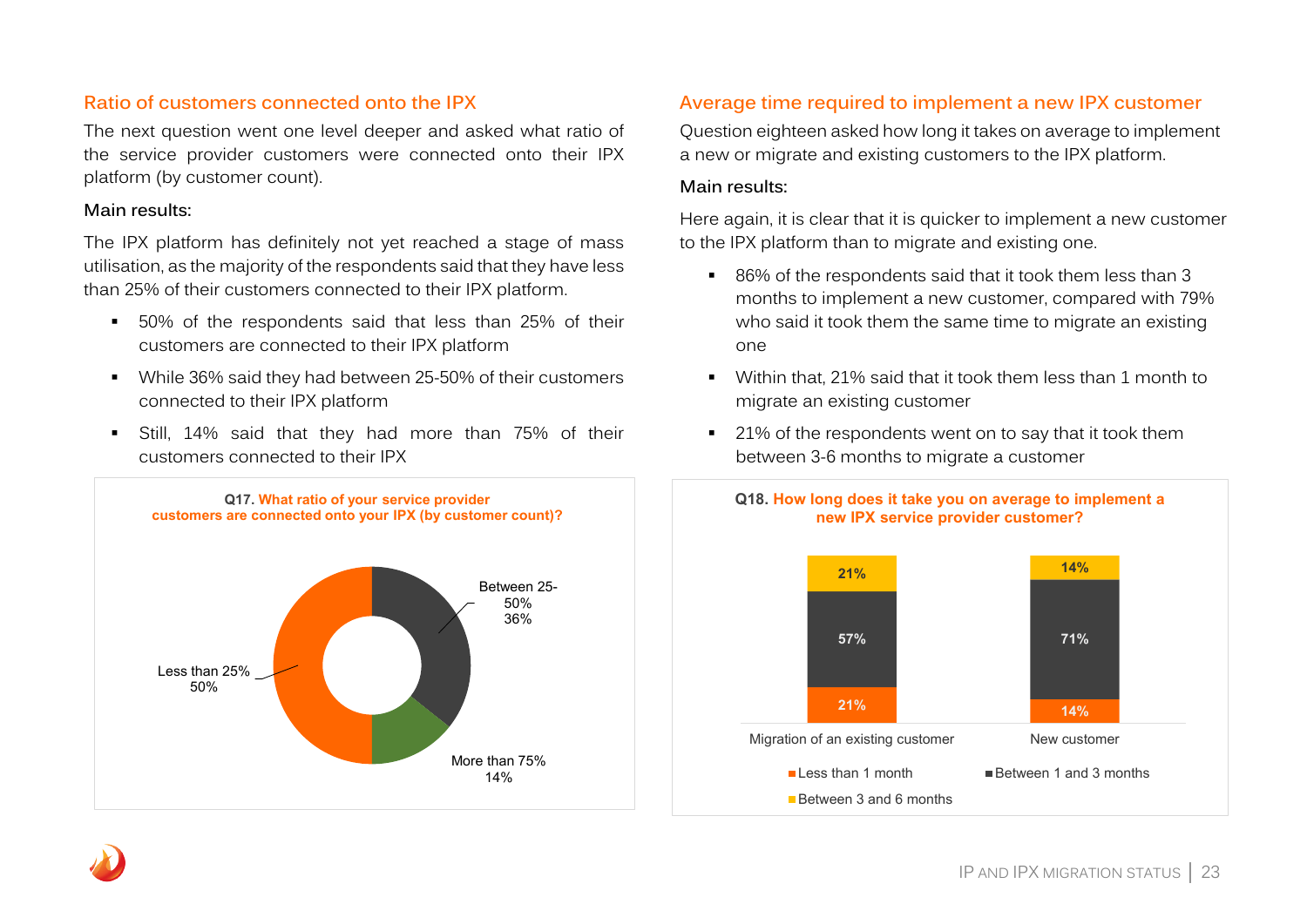## Ratio of customers connected onto the IPX

The next question went one level deeper and asked what ratio of the service provider customers were connected onto their IPX platform (by customer count).

Main results:

The IPX platform has definitely not yet reached a stage of mass utilisation, as the majority of the respondents said that they have less than 25% of their customers connected to their IPX platform.

- 50% of the respondents said that less than 25% of their customers are connected to their IPX platform
- While 36% said they had between 25-50% of their customers connected to their IPX platform
- Still, 14% said that they had more than 75% of their customers connected to their IPX

**Q17. What ratio of your service provider customers are connected onto your IPX (by customer count)?**

| Ratio | Share |
|---|---|
| Less than 25% | 50% |
| Between 25-50% | 36% |
| More than 75% | 14% |

## Average time required to implement a new IPX customer

Question eighteen asked how long it takes on average to implement a new or migrate and existing customers to the IPX platform.

Main results:

Here again, it is clear that it is quicker to implement a new customer to the IPX platform than to migrate and existing one.

- 86% of the respondents said that it took them less than 3 months to implement a new customer, compared with 79% who said it took them the same time to migrate an existing one
- Within that, 21% said that it took them less than 1 month to migrate an existing customer
- 21% of the respondents went on to say that it took them between 3-6 months to migrate a customer

**Q18. How long does it take you on average to implement a new IPX service provider customer?**

| | Migration of an existing customer | New customer |
|---|---|---|
| Less than 1 month | 21% | 14% |
| Between 1 and 3 months | 57% | 71% |
| Between 3 and 6 months | 21% | 14% |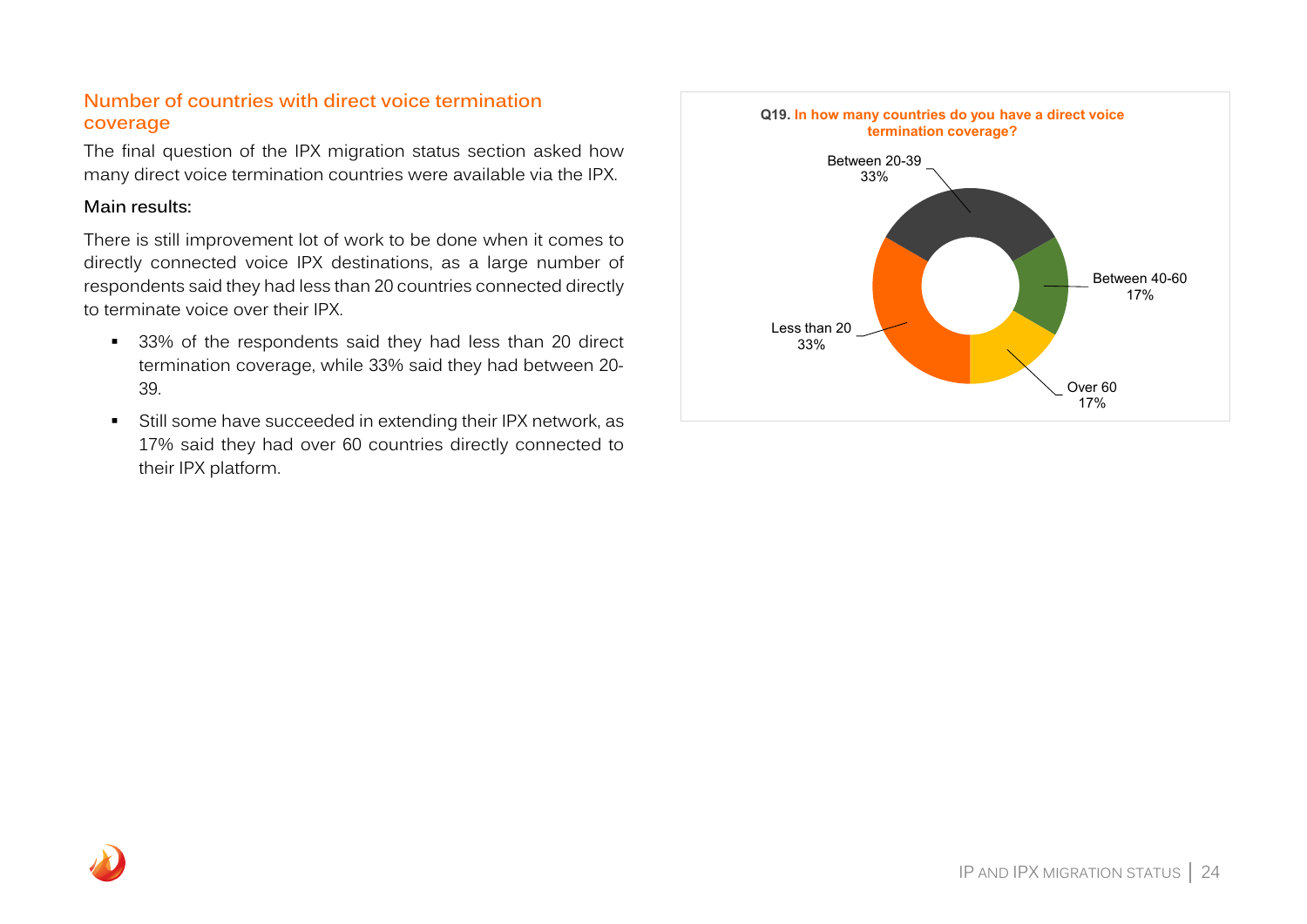## Number of countries with direct voice termination coverage

The final question of the IPX migration status section asked how many direct voice termination countries were available via the IPX.

Main results:

There is still improvement lot of work to be done when it comes to directly connected voice IPX destinations, as a large number of respondents said they had less than 20 countries connected directly to terminate voice over their IPX.

- 33% of the respondents said they had less than 20 direct termination coverage, while 33% said they had between 20-39.
- Still some have succeeded in extending their IPX network, as 17% said they had over 60 countries directly connected to their IPX platform.

**Q19. In how many countries do you have a direct voice termination coverage?**

| Answer | Share |
|---|---|
| Less than 20 | 33% |
| Between 20-39 | 33% |
| Between 40-60 | 17% |
| Over 60 | 17% |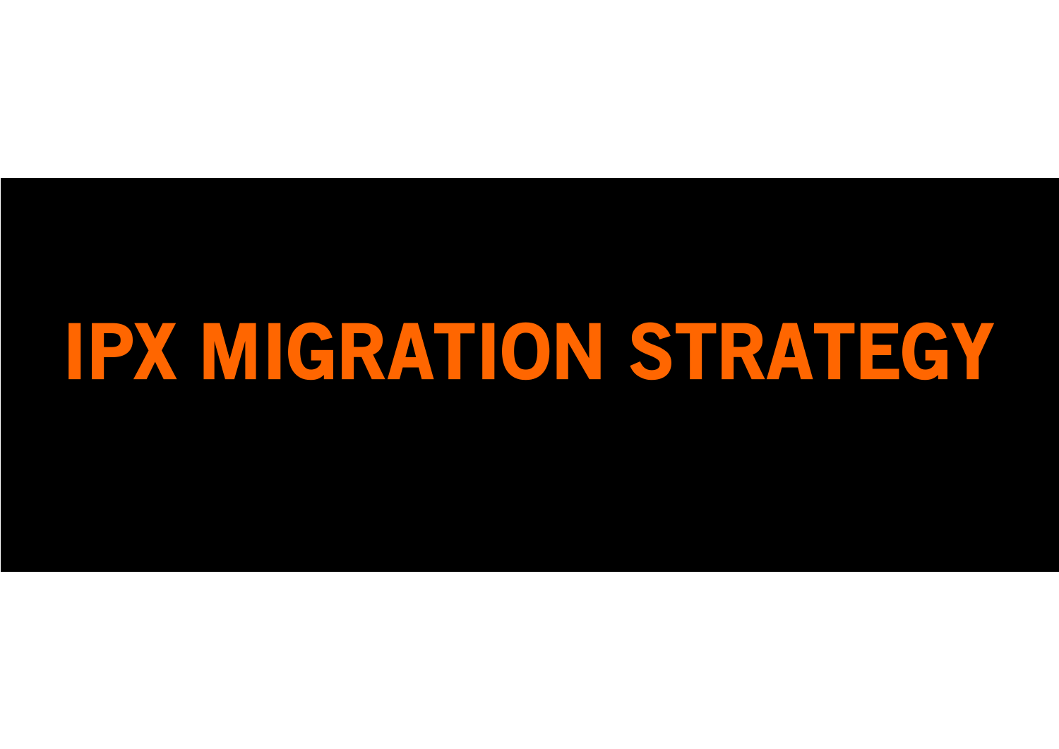# IPX MIGRATION STRATEGY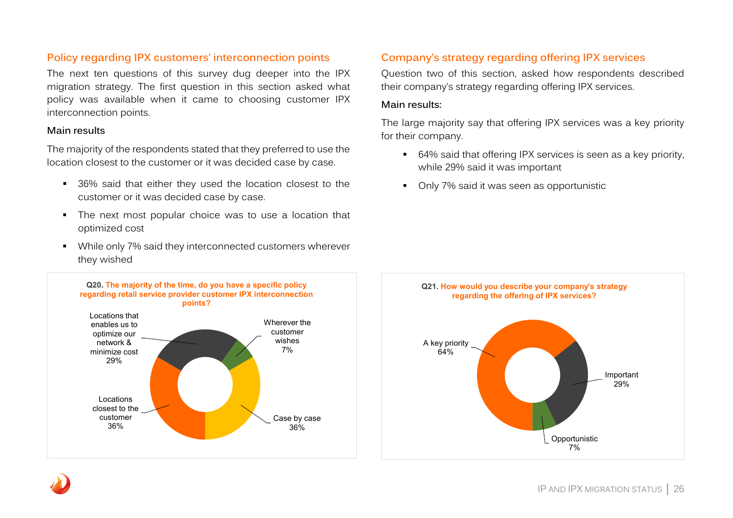## Policy regarding IPX customers' interconnection points

The next ten questions of this survey dug deeper into the IPX migration strategy. The first question in this section asked what policy was available when it came to choosing customer IPX interconnection points.

### Main results

The majority of the respondents stated that they preferred to use the location closest to the customer or it was decided case by case.

- 36% said that either they used the location closest to the customer or it was decided case by case.
- The next most popular choice was to use a location that optimized cost
- While only 7% said they interconnected customers wherever they wished

**Q20. The majority of the time, do you have a specific policy regarding retail service provider customer IPX interconnection points?**

| Response | % |
|---|---|
| Locations that enables us to optimize our network & minimize cost | 29% |
| Wherever the customer wishes | 7% |
| Case by case | 36% |
| Locations closest to the customer | 36% |

## Company's strategy regarding offering IPX services

Question two of this section, asked how respondents described their company's strategy regarding offering IPX services.

### Main results:

The large majority say that offering IPX services was a key priority for their company.

- 64% said that offering IPX services is seen as a key priority, while 29% said it was important
- Only 7% said it was seen as opportunistic

**Q21. How would you describe your company's strategy regarding the offering of IPX services?**

| Response | % |
|---|---|
| A key priority | 64% |
| Important | 29% |
| Opportunistic | 7% |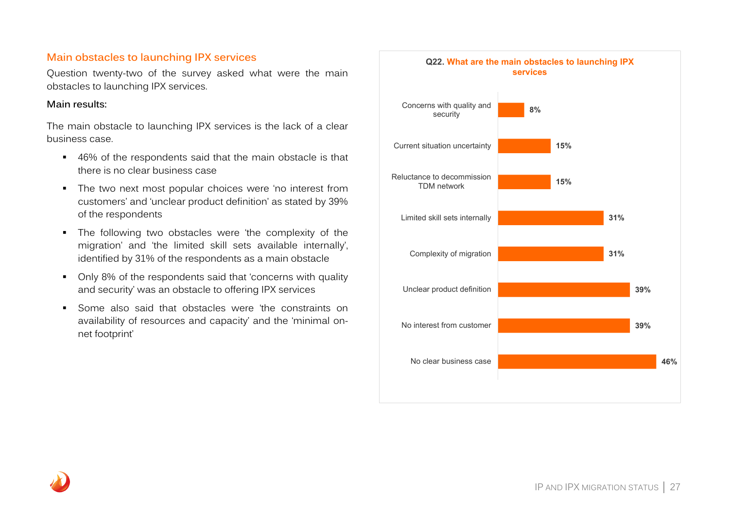## Main obstacles to launching IPX services

Question twenty-two of the survey asked what were the main obstacles to launching IPX services.

**Main results:**

The main obstacle to launching IPX services is the lack of a clear business case.

- 46% of the respondents said that the main obstacle is that there is no clear business case
- The two next most popular choices were 'no interest from customers' and 'unclear product definition' as stated by 39% of the respondents
- The following two obstacles were 'the complexity of the migration' and 'the limited skill sets available internally', identified by 31% of the respondents as a main obstacle
- Only 8% of the respondents said that 'concerns with quality and security' was an obstacle to offering IPX services
- Some also said that obstacles were 'the constraints on availability of resources and capacity' and the 'minimal on-net footprint'

**Q22. What are the main obstacles to launching IPX services**

| Obstacle | % |
|---|---|
| Concerns with quality and security | 8% |
| Current situation uncertainty | 15% |
| Reluctance to decommission TDM network | 15% |
| Limited skill sets internally | 31% |
| Complexity of migration | 31% |
| Unclear product definition | 39% |
| No interest from customer | 39% |
| No clear business case | 46% |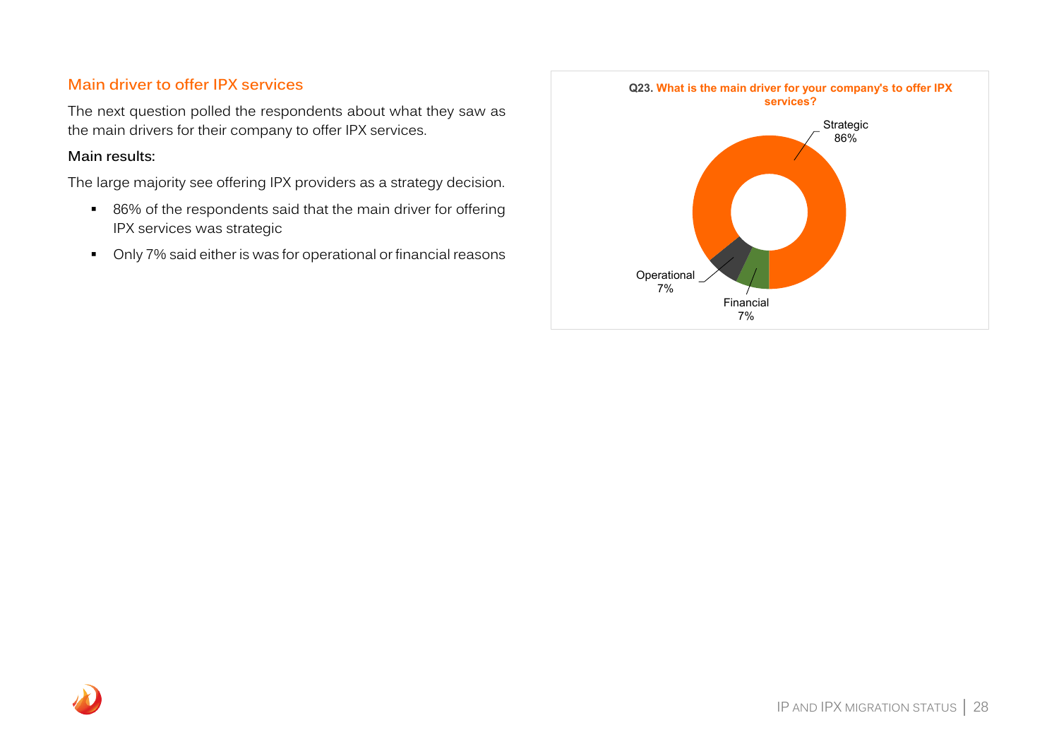## Main driver to offer IPX services

The next question polled the respondents about what they saw as the main drivers for their company to offer IPX services.

**Main results:**

The large majority see offering IPX providers as a strategy decision.

- 86% of the respondents said that the main driver for offering IPX services was strategic
- Only 7% said either is was for operational or financial reasons

**Q23. What is the main driver for your company's to offer IPX services?**

Strategic 86%

Operational 7%

Financial 7%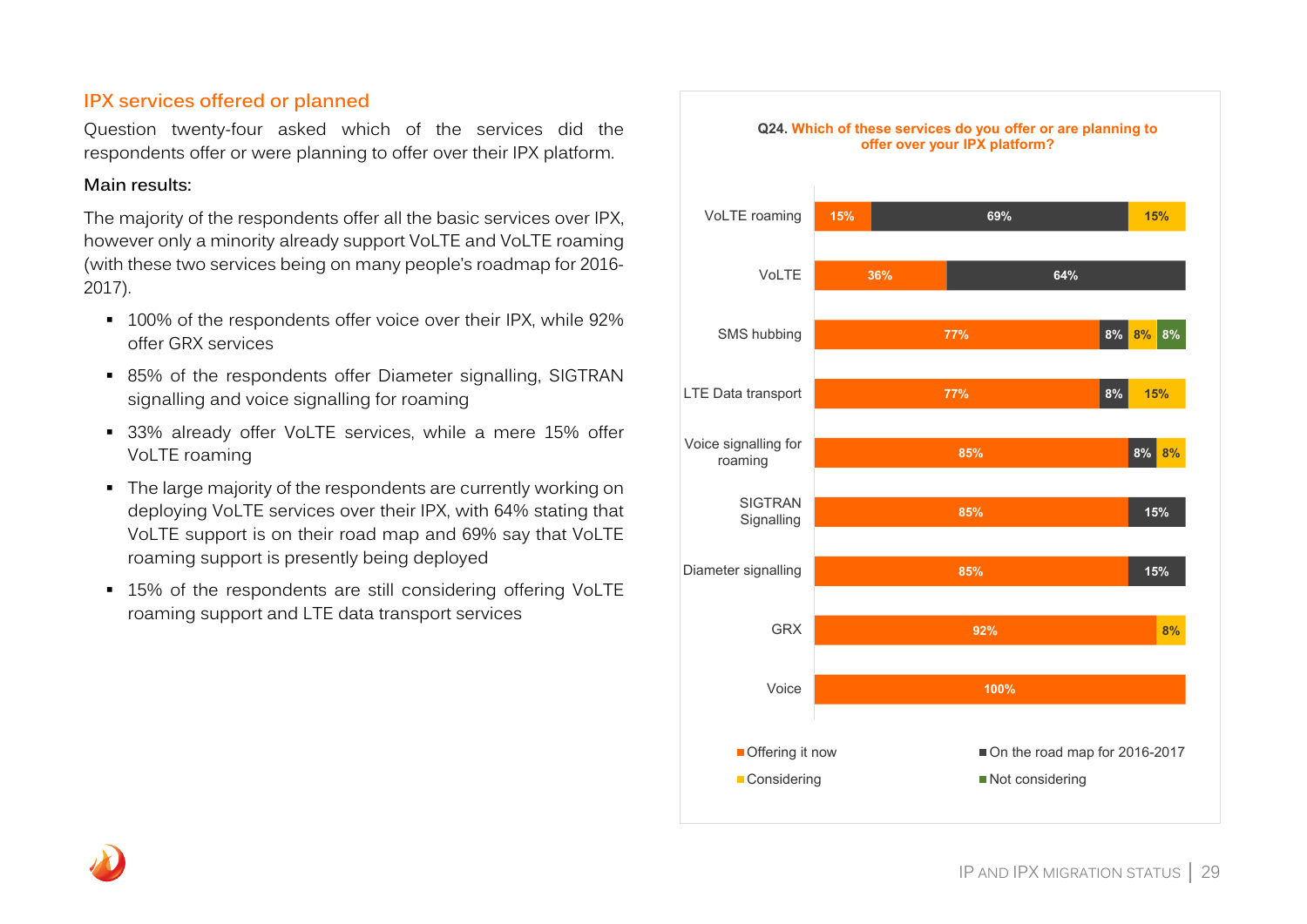## IPX services offered or planned

Question twenty-four asked which of the services did the respondents offer or were planning to offer over their IPX platform.

Main results:

The majority of the respondents offer all the basic services over IPX, however only a minority already support VoLTE and VoLTE roaming (with these two services being on many people's roadmap for 2016-2017).

- 100% of the respondents offer voice over their IPX, while 92% offer GRX services
- 85% of the respondents offer Diameter signalling, SIGTRAN signalling and voice signalling for roaming
- 33% already offer VoLTE services, while a mere 15% offer VoLTE roaming
- The large majority of the respondents are currently working on deploying VoLTE services over their IPX, with 64% stating that VoLTE support is on their road map and 69% say that VoLTE roaming support is presently being deployed
- 15% of the respondents are still considering offering VoLTE roaming support and LTE data transport services

**Q24. Which of these services do you offer or are planning to offer over your IPX platform?**

| Service | Offering it now | On the road map for 2016-2017 | Considering | Not considering |
|---|---|---|---|---|
| VoLTE roaming | 15% | 69% | 15% | |
| VoLTE | 36% | 64% | | |
| SMS hubbing | 77% | 8% | 8% | 8% |
| LTE Data transport | 77% | 8% | 15% | |
| Voice signalling for roaming | 85% | 8% | 8% | |
| SIGTRAN Signalling | 85% | 15% | | |
| Diameter signalling | 85% | 15% | | |
| GRX | 92% | | 8% | |
| Voice | 100% | | | |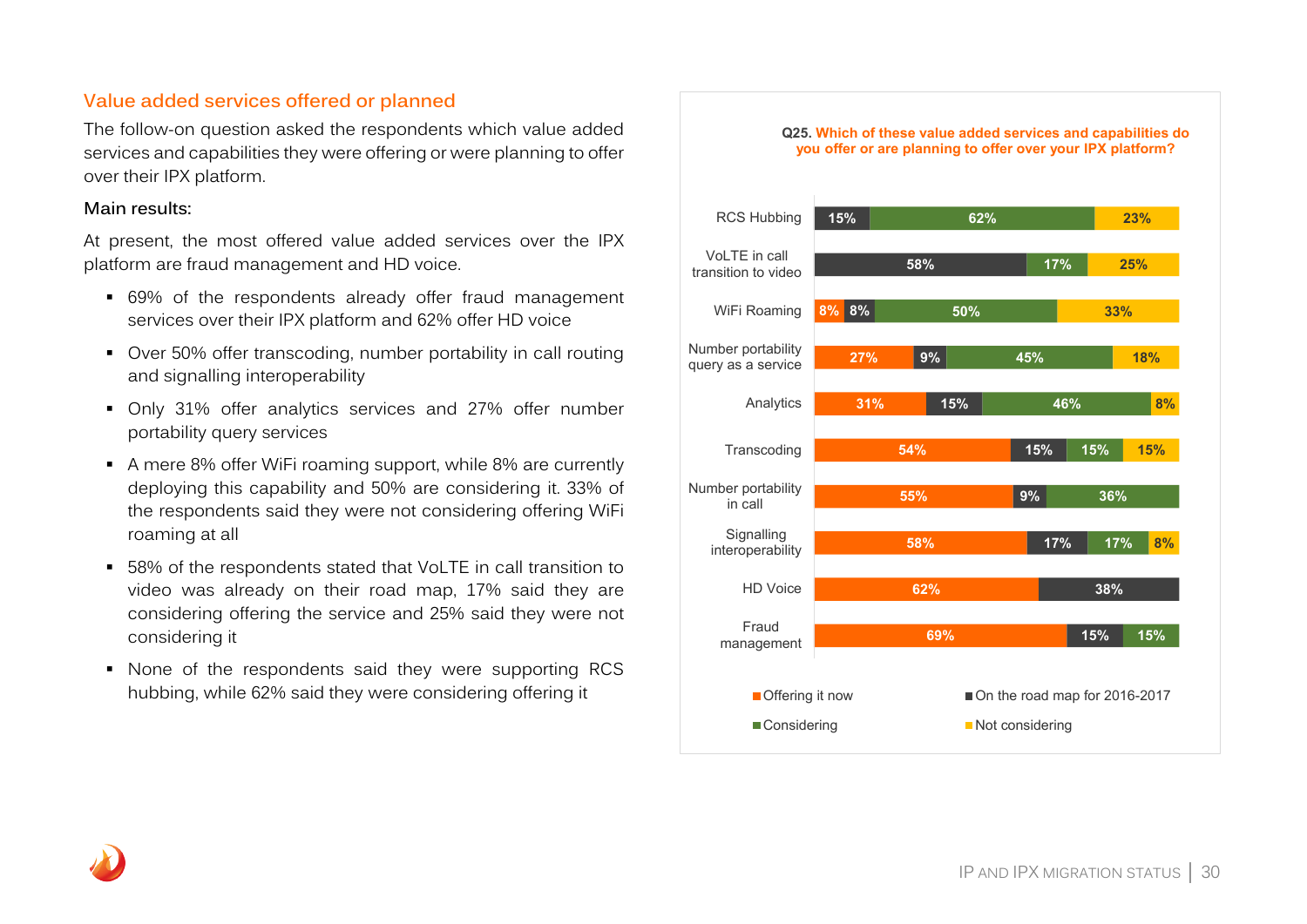## Value added services offered or planned

The follow-on question asked the respondents which value added services and capabilities they were offering or were planning to offer over their IPX platform.

**Main results:**

At present, the most offered value added services over the IPX platform are fraud management and HD voice.

- 69% of the respondents already offer fraud management services over their IPX platform and 62% offer HD voice
- Over 50% offer transcoding, number portability in call routing and signalling interoperability
- Only 31% offer analytics services and 27% offer number portability query services
- A mere 8% offer WiFi roaming support, while 8% are currently deploying this capability and 50% are considering it. 33% of the respondents said they were not considering offering WiFi roaming at all
- 58% of the respondents stated that VoLTE in call transition to video was already on their road map, 17% said they are considering offering the service and 25% said they were not considering it
- None of the respondents said they were supporting RCS hubbing, while 62% said they were considering offering it

**Q25. Which of these value added services and capabilities do you offer or are planning to offer over your IPX platform?**

| Service | Offering it now | On the road map for 2016-2017 | Considering | Not considering |
|---|---|---|---|---|
| RCS Hubbing | | 15% | 62% | 23% |
| VoLTE in call transition to video | | 58% | 17% | 25% |
| WiFi Roaming | 8% | 8% | 50% | 33% |
| Number portability query as a service | 27% | 9% | 45% | 18% |
| Analytics | 31% | 15% | 46% | 8% |
| Transcoding | 54% | 15% | 15% | 15% |
| Number portability in call | 55% | 9% | 36% | |
| Signalling interoperability | 58% | 17% | 17% | 8% |
| HD Voice | 62% | 38% | | |
| Fraud management | 69% | 15% | 15% | |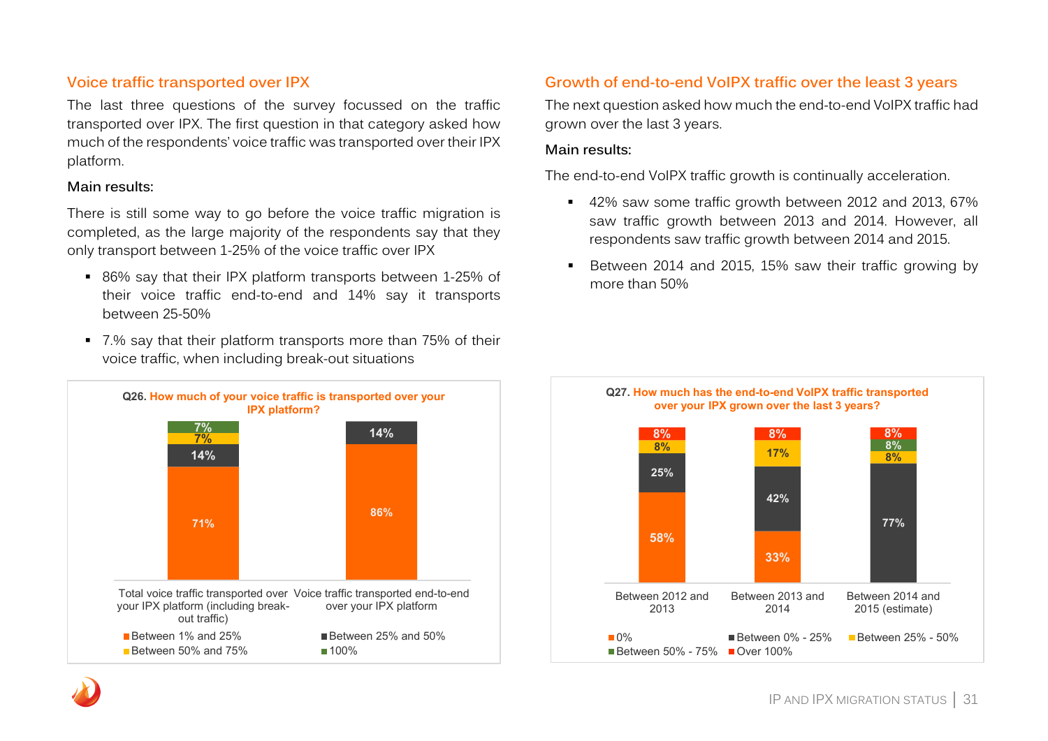## Voice traffic transported over IPX

The last three questions of the survey focussed on the traffic transported over IPX. The first question in that category asked how much of the respondents' voice traffic was transported over their IPX platform.

### Main results:

There is still some way to go before the voice traffic migration is completed, as the large majority of the respondents say that they only transport between 1-25% of the voice traffic over IPX

- 86% say that their IPX platform transports between 1-25% of their voice traffic end-to-end and 14% say it transports between 25-50%
- 7.% say that their platform transports more than 75% of their voice traffic, when including break-out situations

**Q26. How much of your voice traffic is transported over your IPX platform?**

| | Total voice traffic transported over your IPX platform (including break-out traffic) | Voice traffic transported end-to-end over your IPX platform |
|---|---|---|
| Between 1% and 25% | 71% | 86% |
| Between 25% and 50% | 14% | 14% |
| Between 50% and 75% | 7% | |
| 100% | 7% | |

## Growth of end-to-end VoIPX traffic over the least 3 years

The next question asked how much the end-to-end VoIPX traffic had grown over the last 3 years.

### Main results:

The end-to-end VoIPX traffic growth is continually acceleration.

- 42% saw some traffic growth between 2012 and 2013, 67% saw traffic growth between 2013 and 2014. However, all respondents saw traffic growth between 2014 and 2015.
- Between 2014 and 2015, 15% saw their traffic growing by more than 50%

**Q27. How much has the end-to-end VoIPX traffic transported over your IPX grown over the last 3 years?**

| | Between 2012 and 2013 | Between 2013 and 2014 | Between 2014 and 2015 (estimate) |
|---|---|---|---|
| 0% | 58% | 33% | |
| Between 0% - 25% | 25% | 42% | 77% |
| Between 25% - 50% | 8% | 17% | 8% |
| Between 50% - 75% | | | 8% |
| Over 100% | 8% | 8% | 8% |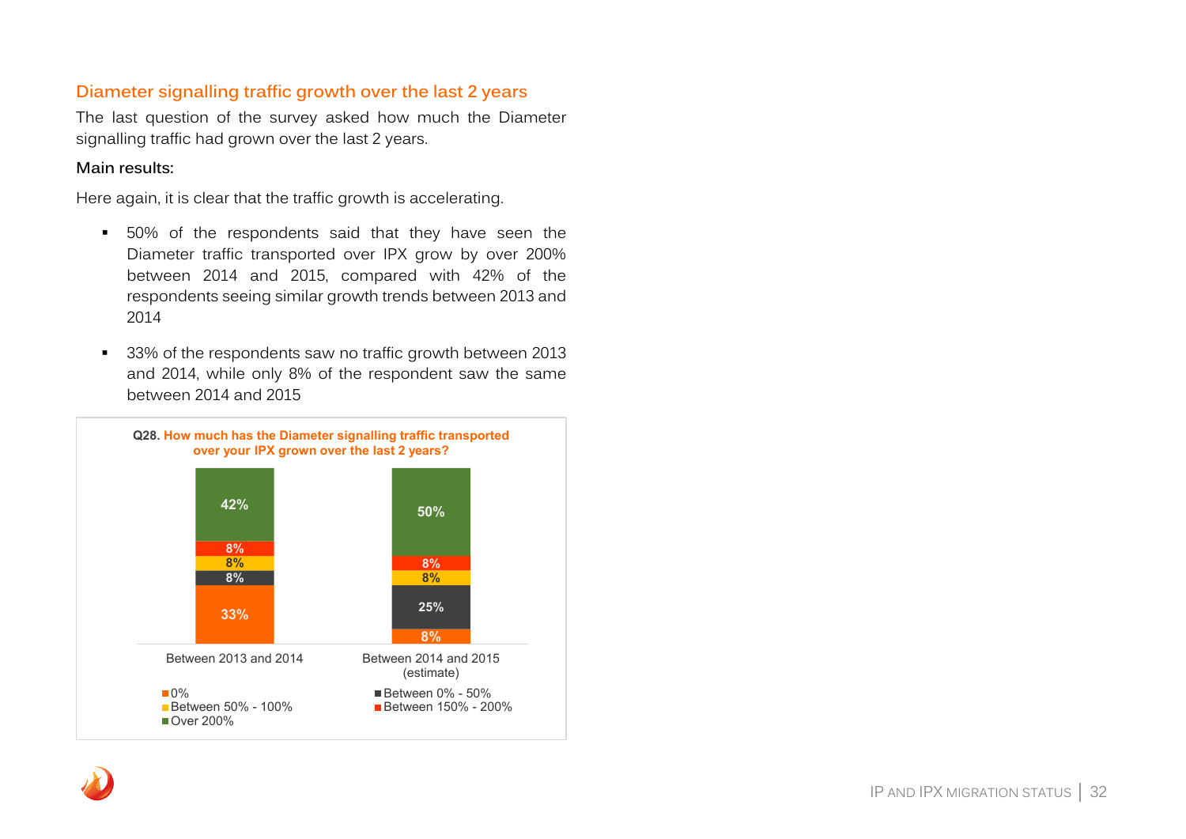## Diameter signalling traffic growth over the last 2 years

The last question of the survey asked how much the Diameter signalling traffic had grown over the last 2 years.

**Main results:**

Here again, it is clear that the traffic growth is accelerating.

- 50% of the respondents said that they have seen the Diameter traffic transported over IPX grow by over 200% between 2014 and 2015, compared with 42% of the respondents seeing similar growth trends between 2013 and 2014
- 33% of the respondents saw no traffic growth between 2013 and 2014, while only 8% of the respondent saw the same between 2014 and 2015

**Q28. How much has the Diameter signalling traffic transported over your IPX grown over the last 2 years?**

| | Between 2013 and 2014 | Between 2014 and 2015 (estimate) |
|---|---|---|
| 0% | 33% | 8% |
| Between 0% - 50% | 8% | 25% |
| Between 50% - 100% | 8% | 8% |
| Between 150% - 200% | 8% | 8% |
| Over 200% | 42% | 50% |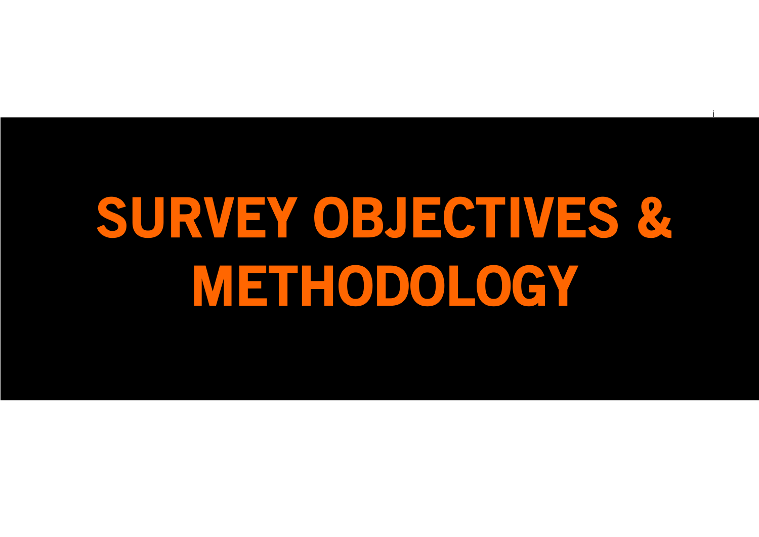# SURVEY OBJECTIVES & METHODOLOGY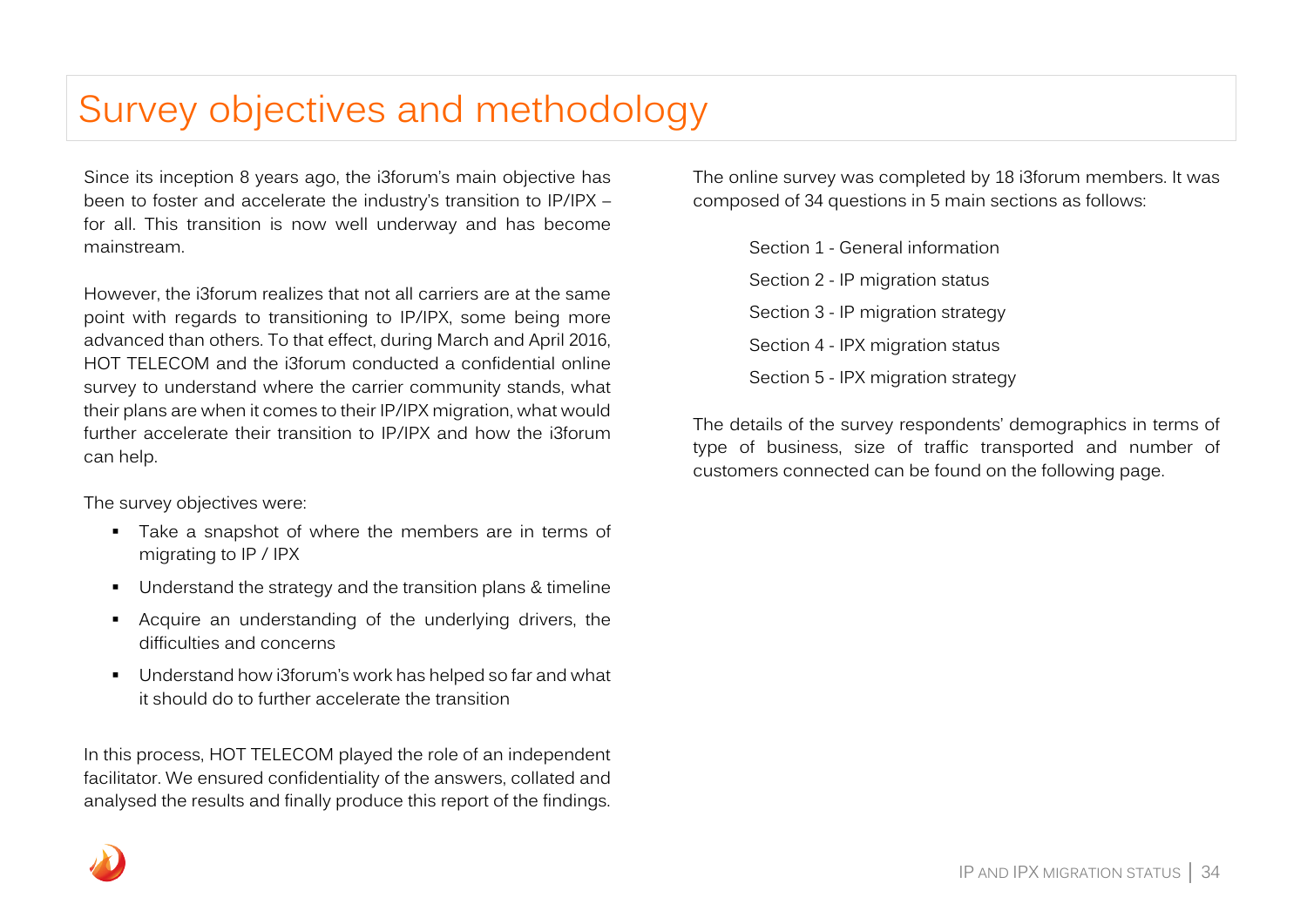# Survey objectives and methodology

Since its inception 8 years ago, the i3forum's main objective has been to foster and accelerate the industry's transition to IP/IPX – for all. This transition is now well underway and has become mainstream.

However, the i3forum realizes that not all carriers are at the same point with regards to transitioning to IP/IPX, some being more advanced than others. To that effect, during March and April 2016, HOT TELECOM and the i3forum conducted a confidential online survey to understand where the carrier community stands, what their plans are when it comes to their IP/IPX migration, what would further accelerate their transition to IP/IPX and how the i3forum can help.

The survey objectives were:

- Take a snapshot of where the members are in terms of migrating to IP / IPX
- Understand the strategy and the transition plans & timeline
- Acquire an understanding of the underlying drivers, the difficulties and concerns
- Understand how i3forum's work has helped so far and what it should do to further accelerate the transition

In this process, HOT TELECOM played the role of an independent facilitator. We ensured confidentiality of the answers, collated and analysed the results and finally produce this report of the findings.

The online survey was completed by 18 i3forum members. It was composed of 34 questions in 5 main sections as follows:

Section 1 - General information

Section 2 - IP migration status

Section 3 - IP migration strategy

Section 4 - IPX migration status

Section 5 - IPX migration strategy

The details of the survey respondents' demographics in terms of type of business, size of traffic transported and number of customers connected can be found on the following page.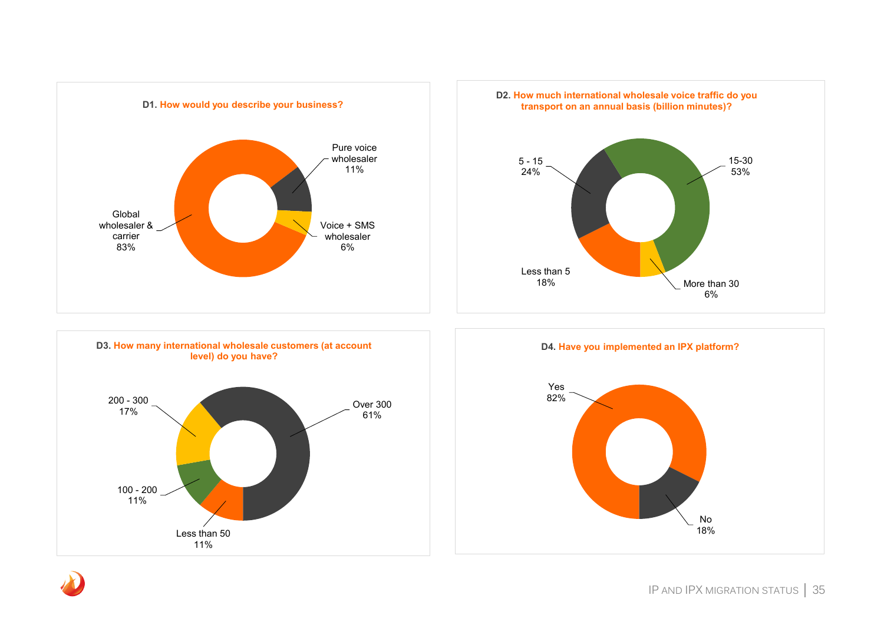**D1. How would you describe your business?**

- Global wholesaler & carrier: 83%
- Pure voice wholesaler: 11%
- Voice + SMS wholesaler: 6%

**D2. How much international wholesale voice traffic do you transport on an annual basis (billion minutes)?**

- 15-30: 53%
- 5 - 15: 24%
- Less than 5: 18%
- More than 30: 6%

**D3. How many international wholesale customers (at account level) do you have?**

- Over 300: 61%
- 200 - 300: 17%
- 100 - 200: 11%
- Less than 50: 11%

**D4. Have you implemented an IPX platform?**

- Yes: 82%
- No: 18%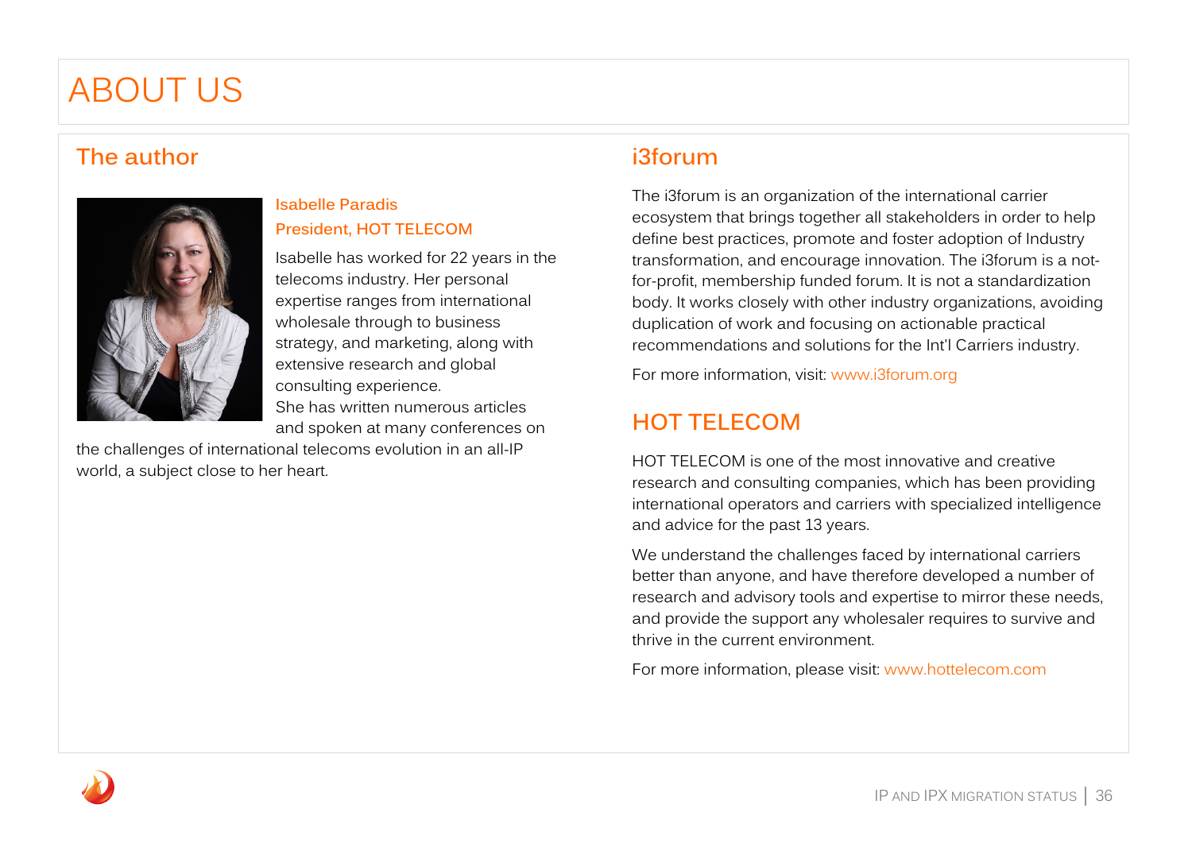# ABOUT US

## The author

**Isabelle Paradis**
**President, HOT TELECOM**

Isabelle has worked for 22 years in the telecoms industry. Her personal expertise ranges from international wholesale through to business strategy, and marketing, along with extensive research and global consulting experience.
She has written numerous articles and spoken at many conferences on the challenges of international telecoms evolution in an all-IP world, a subject close to her heart.

## i3forum

The i3forum is an organization of the international carrier ecosystem that brings together all stakeholders in order to help define best practices, promote and foster adoption of Industry transformation, and encourage innovation. The i3forum is a not-for-profit, membership funded forum. It is not a standardization body. It works closely with other industry organizations, avoiding duplication of work and focusing on actionable practical recommendations and solutions for the Int'l Carriers industry.

For more information, visit: www.i3forum.org

## HOT TELECOM

HOT TELECOM is one of the most innovative and creative research and consulting companies, which has been providing international operators and carriers with specialized intelligence and advice for the past 13 years.

We understand the challenges faced by international carriers better than anyone, and have therefore developed a number of research and advisory tools and expertise to mirror these needs, and provide the support any wholesaler requires to survive and thrive in the current environment.

For more information, please visit: www.hottelecom.com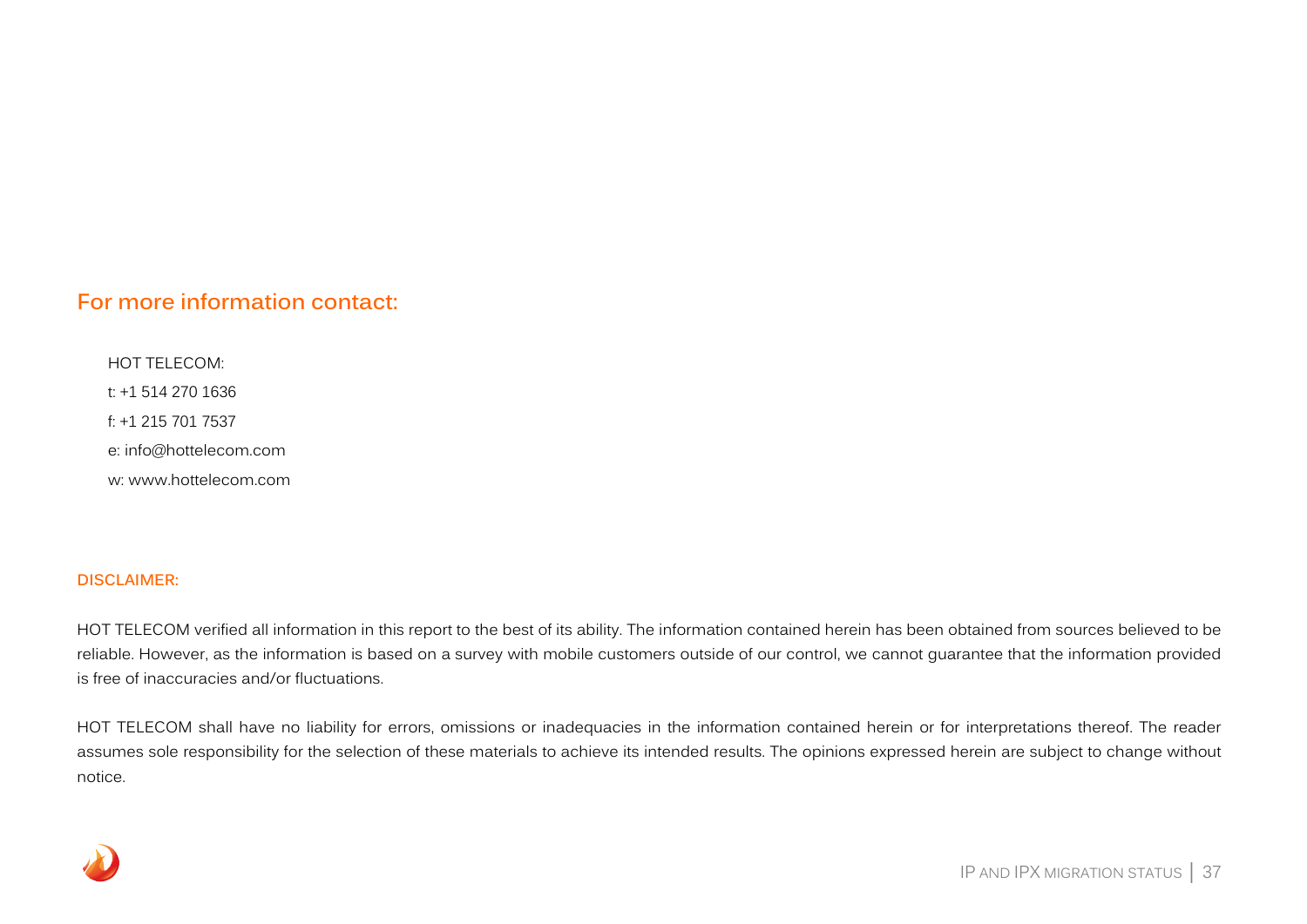## For more information contact:

HOT TELECOM:

t: +1 514 270 1636

f: +1 215 701 7537

e: info@hottelecom.com

w: www.hottelecom.com

### DISCLAIMER:

HOT TELECOM verified all information in this report to the best of its ability. The information contained herein has been obtained from sources believed to be reliable. However, as the information is based on a survey with mobile customers outside of our control, we cannot guarantee that the information provided is free of inaccuracies and/or fluctuations.

HOT TELECOM shall have no liability for errors, omissions or inadequacies in the information contained herein or for interpretations thereof. The reader assumes sole responsibility for the selection of these materials to achieve its intended results. The opinions expressed herein are subject to change without notice.